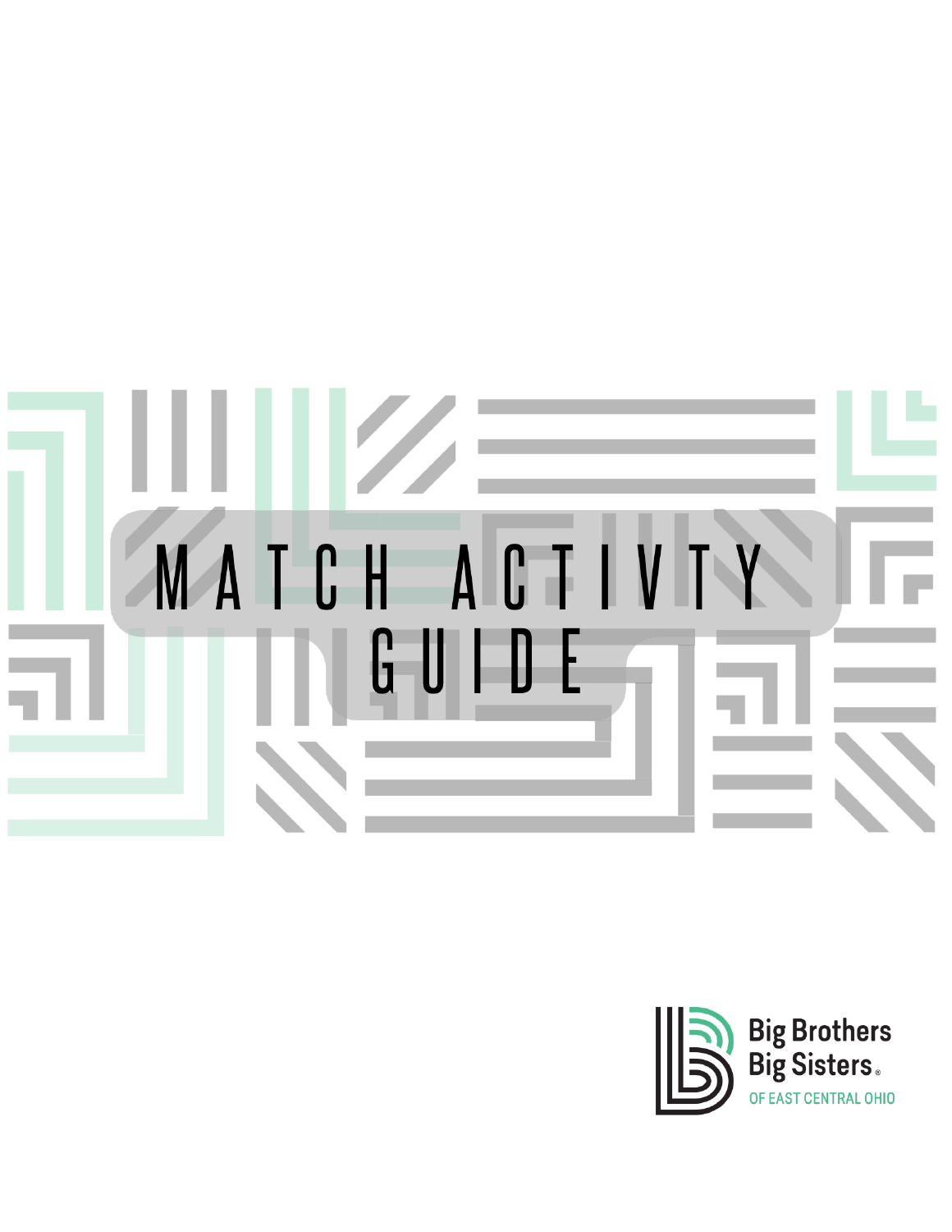# MATCH ACTIVTY GUIDE

Big Brothers Big Sisters

OF EAST CENTRAL OHIO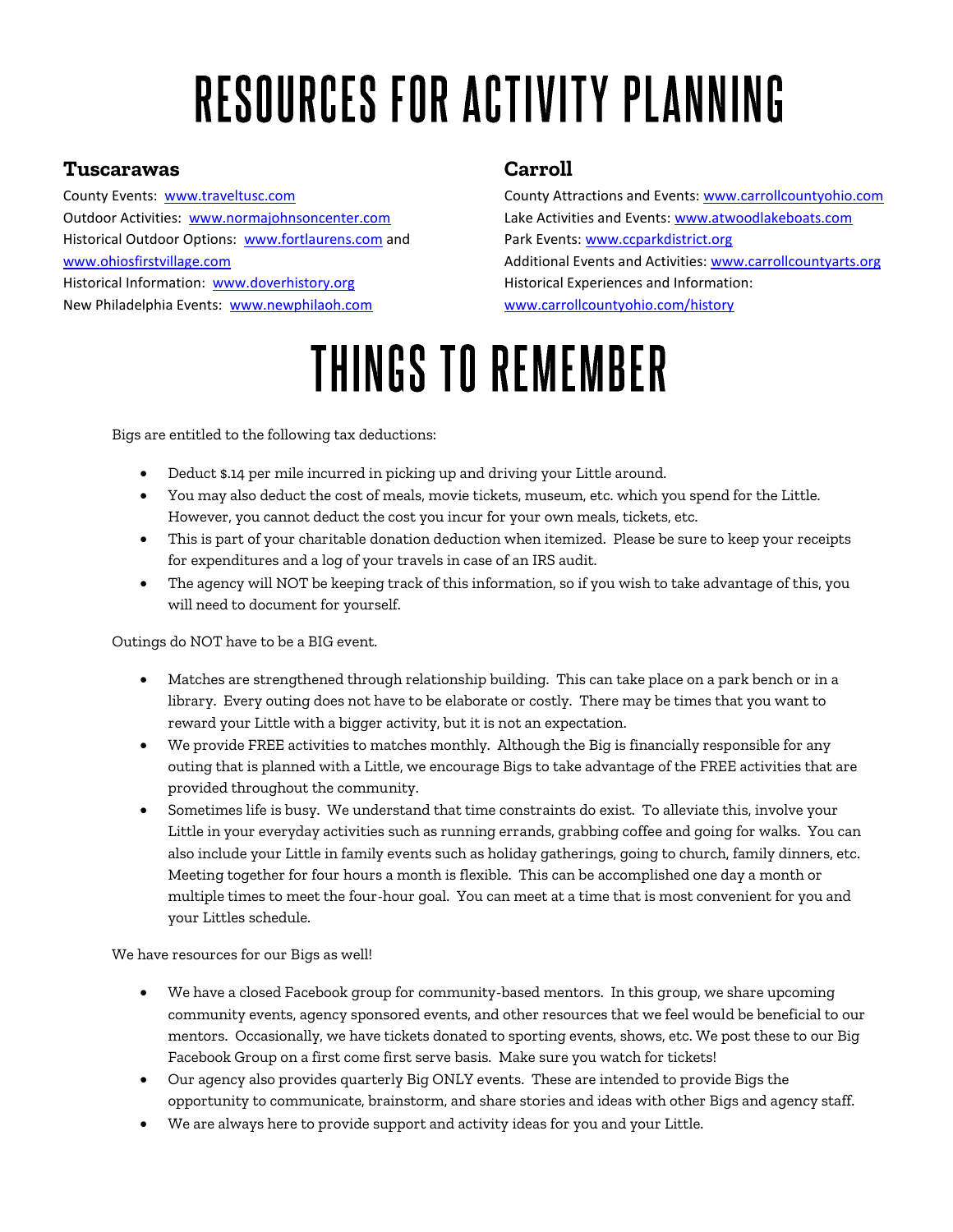# RESOURCES FOR ACTIVITY PLANNING

## Tuscarawas

County Events: www.traveltusc.com
Outdoor Activities: www.normajohnsoncenter.com
Historical Outdoor Options: www.fortlaurens.com and www.ohiosfirstvillage.com
Historical Information: www.doverhistory.org
New Philadelphia Events: www.newphilaoh.com

## Carroll

County Attractions and Events: www.carrollcountyohio.com
Lake Activities and Events: www.atwoodlakeboats.com
Park Events: www.ccparkdistrict.org
Additional Events and Activities: www.carrollcountyarts.org
Historical Experiences and Information: www.carrollcountyohio.com/history

# THINGS TO REMEMBER

Bigs are entitled to the following tax deductions:

- Deduct $.14 per mile incurred in picking up and driving your Little around.
- You may also deduct the cost of meals, movie tickets, museum, etc. which you spend for the Little. However, you cannot deduct the cost you incur for your own meals, tickets, etc.
- This is part of your charitable donation deduction when itemized. Please be sure to keep your receipts for expenditures and a log of your travels in case of an IRS audit.
- The agency will NOT be keeping track of this information, so if you wish to take advantage of this, you will need to document for yourself.

Outings do NOT have to be a BIG event.

- Matches are strengthened through relationship building. This can take place on a park bench or in a library. Every outing does not have to be elaborate or costly. There may be times that you want to reward your Little with a bigger activity, but it is not an expectation.
- We provide FREE activities to matches monthly. Although the Big is financially responsible for any outing that is planned with a Little, we encourage Bigs to take advantage of the FREE activities that are provided throughout the community.
- Sometimes life is busy. We understand that time constraints do exist. To alleviate this, involve your Little in your everyday activities such as running errands, grabbing coffee and going for walks. You can also include your Little in family events such as holiday gatherings, going to church, family dinners, etc. Meeting together for four hours a month is flexible. This can be accomplished one day a month or multiple times to meet the four-hour goal. You can meet at a time that is most convenient for you and your Littles schedule.

We have resources for our Bigs as well!

- We have a closed Facebook group for community-based mentors. In this group, we share upcoming community events, agency sponsored events, and other resources that we feel would be beneficial to our mentors. Occasionally, we have tickets donated to sporting events, shows, etc. We post these to our Big Facebook Group on a first come first serve basis. Make sure you watch for tickets!
- Our agency also provides quarterly Big ONLY events. These are intended to provide Bigs the opportunity to communicate, brainstorm, and share stories and ideas with other Bigs and agency staff.
- We are always here to provide support and activity ideas for you and your Little.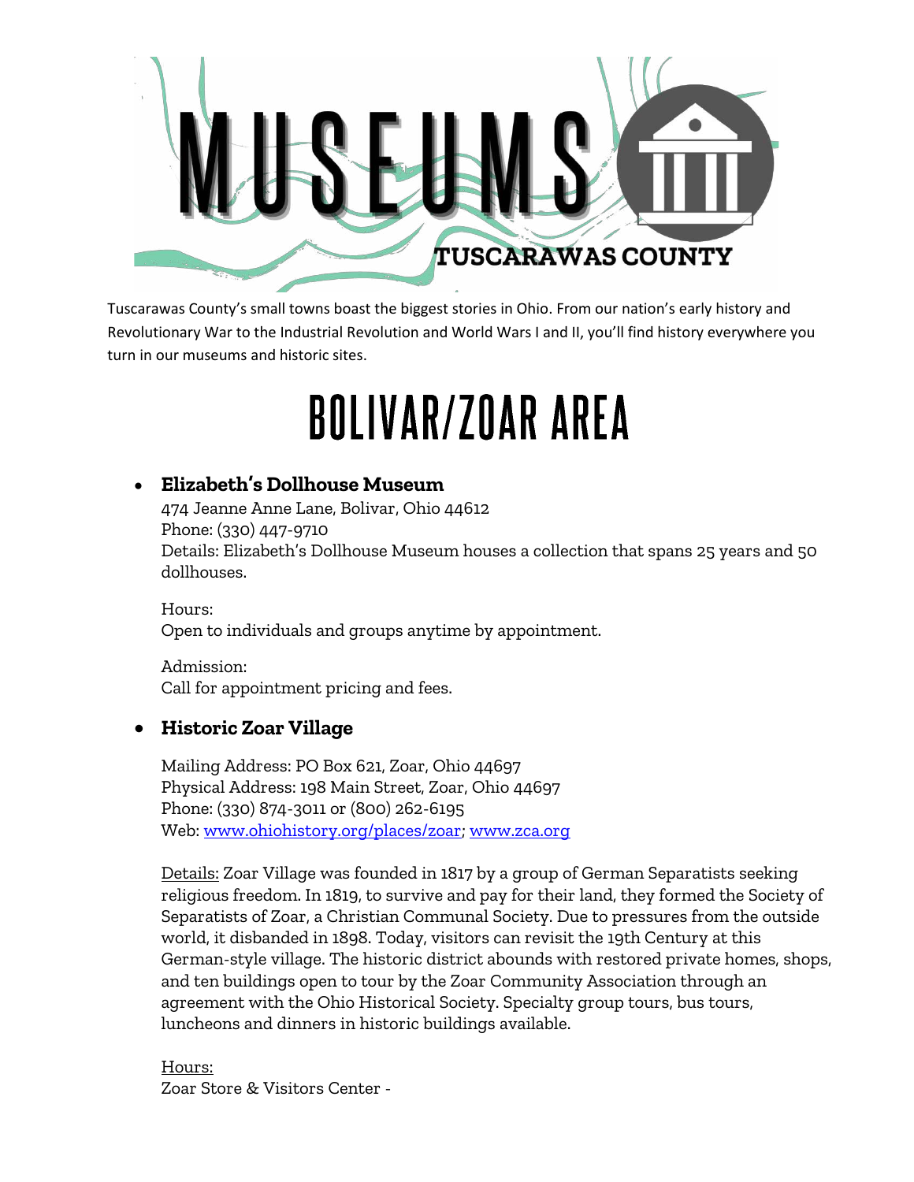# MUSEUMS

TUSCARAWAS COUNTY

Tuscarawas County's small towns boast the biggest stories in Ohio. From our nation's early history and Revolutionary War to the Industrial Revolution and World Wars I and II, you'll find history everywhere you turn in our museums and historic sites.

## BOLIVAR/ZOAR AREA

- **Elizabeth's Dollhouse Museum**

  474 Jeanne Anne Lane, Bolivar, Ohio 44612
  Phone: (330) 447-9710
  Details: Elizabeth's Dollhouse Museum houses a collection that spans 25 years and 50 dollhouses.

  Hours:
  Open to individuals and groups anytime by appointment.

  Admission:
  Call for appointment pricing and fees.

- **Historic Zoar Village**

  Mailing Address: PO Box 621, Zoar, Ohio 44697
  Physical Address: 198 Main Street, Zoar, Ohio 44697
  Phone: (330) 874-3011 or (800) 262-6195
  Web: www.ohiohistory.org/places/zoar; www.zca.org

  Details: Zoar Village was founded in 1817 by a group of German Separatists seeking religious freedom. In 1819, to survive and pay for their land, they formed the Society of Separatists of Zoar, a Christian Communal Society. Due to pressures from the outside world, it disbanded in 1898. Today, visitors can revisit the 19th Century at this German-style village. The historic district abounds with restored private homes, shops, and ten buildings open to tour by the Zoar Community Association through an agreement with the Ohio Historical Society. Specialty group tours, bus tours, luncheons and dinners in historic buildings available.

  Hours:
  Zoar Store & Visitors Center -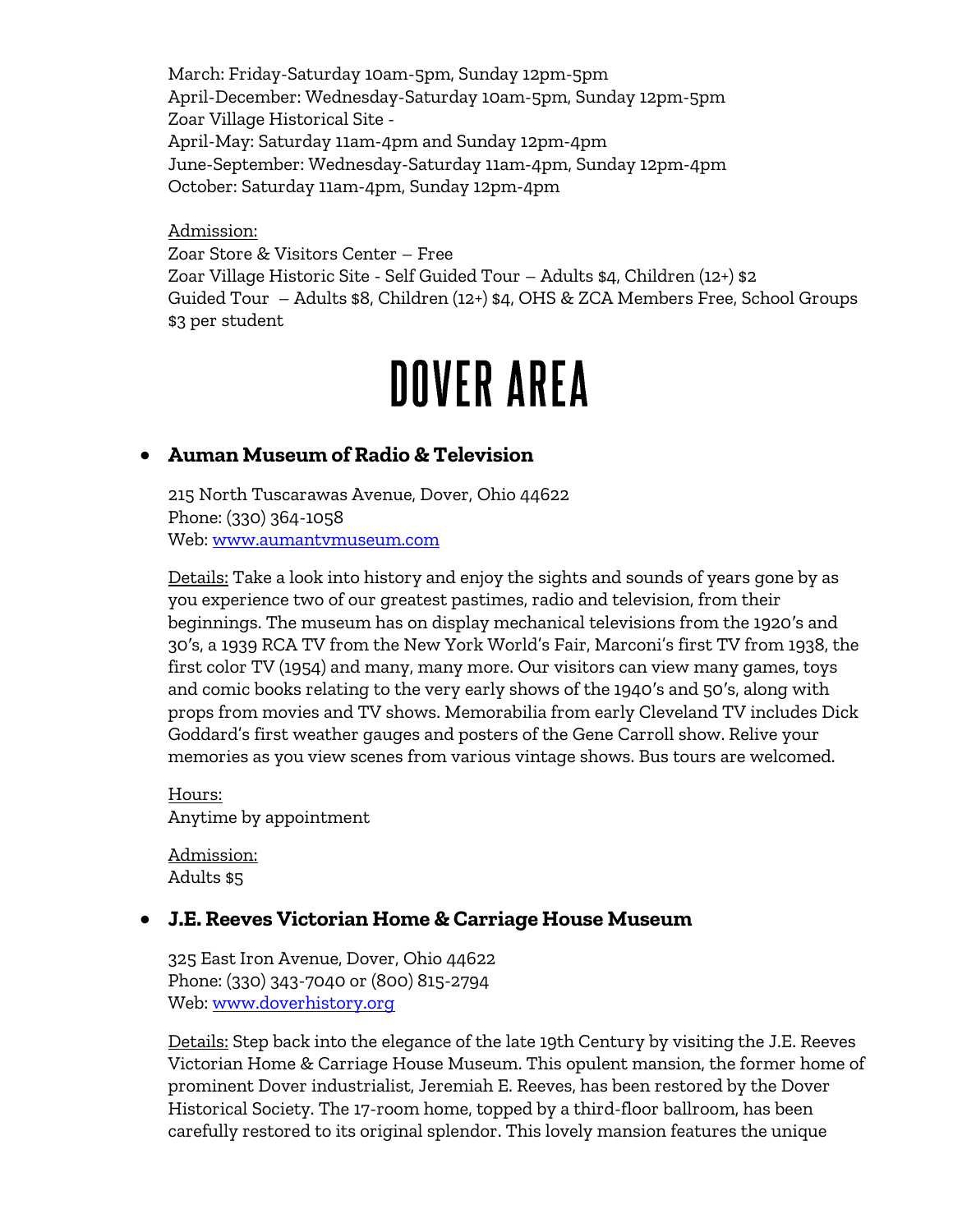March: Friday-Saturday 10am-5pm, Sunday 12pm-5pm
April-December: Wednesday-Saturday 10am-5pm, Sunday 12pm-5pm
Zoar Village Historical Site -
April-May: Saturday 11am-4pm and Sunday 12pm-4pm
June-September: Wednesday-Saturday 11am-4pm, Sunday 12pm-4pm
October: Saturday 11am-4pm, Sunday 12pm-4pm

Admission:
Zoar Store & Visitors Center – Free
Zoar Village Historic Site - Self Guided Tour – Adults $4, Children (12+) $2
Guided Tour – Adults $8, Children (12+) $4, OHS & ZCA Members Free, School Groups $3 per student

# DOVER AREA

- **Auman Museum of Radio & Television**

  215 North Tuscarawas Avenue, Dover, Ohio 44622
  Phone: (330) 364-1058
  Web: [www.aumantvmuseum.com](www.aumantvmuseum.com)

  Details: Take a look into history and enjoy the sights and sounds of years gone by as you experience two of our greatest pastimes, radio and television, from their beginnings. The museum has on display mechanical televisions from the 1920's and 30's, a 1939 RCA TV from the New York World's Fair, Marconi's first TV from 1938, the first color TV (1954) and many, many more. Our visitors can view many games, toys and comic books relating to the very early shows of the 1940's and 50's, along with props from movies and TV shows. Memorabilia from early Cleveland TV includes Dick Goddard's first weather gauges and posters of the Gene Carroll show. Relive your memories as you view scenes from various vintage shows. Bus tours are welcomed.

  Hours:
  Anytime by appointment

  Admission:
  Adults $5

- **J.E. Reeves Victorian Home & Carriage House Museum**

  325 East Iron Avenue, Dover, Ohio 44622
  Phone: (330) 343-7040 or (800) 815-2794
  Web: [www.doverhistory.org](www.doverhistory.org)

  Details: Step back into the elegance of the late 19th Century by visiting the J.E. Reeves Victorian Home & Carriage House Museum. This opulent mansion, the former home of prominent Dover industrialist, Jeremiah E. Reeves, has been restored by the Dover Historical Society. The 17-room home, topped by a third-floor ballroom, has been carefully restored to its original splendor. This lovely mansion features the unique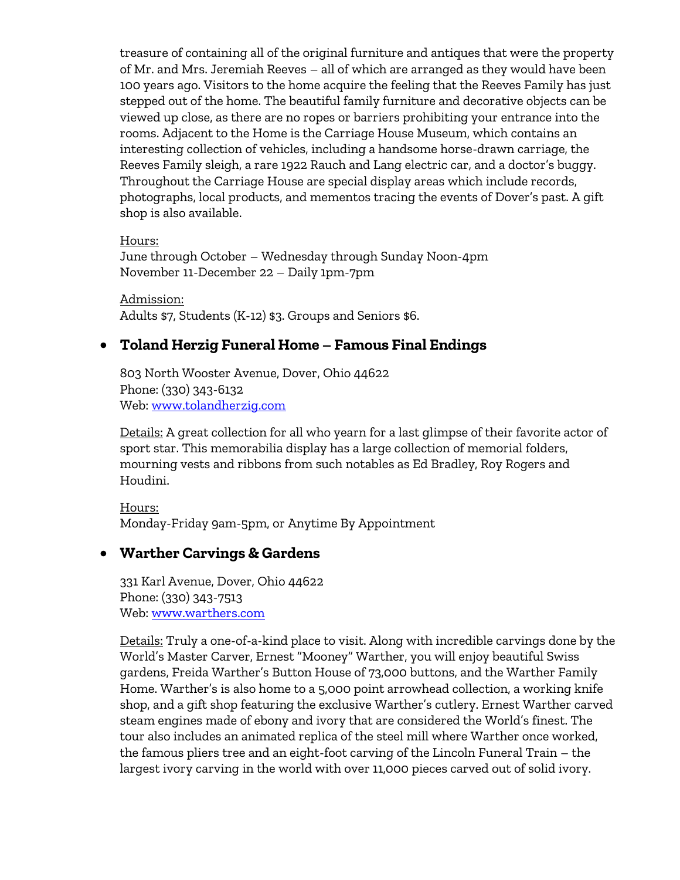treasure of containing all of the original furniture and antiques that were the property of Mr. and Mrs. Jeremiah Reeves – all of which are arranged as they would have been 100 years ago. Visitors to the home acquire the feeling that the Reeves Family has just stepped out of the home. The beautiful family furniture and decorative objects can be viewed up close, as there are no ropes or barriers prohibiting your entrance into the rooms. Adjacent to the Home is the Carriage House Museum, which contains an interesting collection of vehicles, including a handsome horse-drawn carriage, the Reeves Family sleigh, a rare 1922 Rauch and Lang electric car, and a doctor's buggy. Throughout the Carriage House are special display areas which include records, photographs, local products, and mementos tracing the events of Dover's past. A gift shop is also available.

Hours:
June through October – Wednesday through Sunday Noon-4pm
November 11-December 22 – Daily 1pm-7pm

Admission:
Adults $7, Students (K-12) $3. Groups and Seniors $6.

- **Toland Herzig Funeral Home – Famous Final Endings**

  803 North Wooster Avenue, Dover, Ohio 44622
  Phone: (330) 343-6132
  Web: [www.tolandherzig.com](www.tolandherzig.com)

  Details: A great collection for all who yearn for a last glimpse of their favorite actor of sport star. This memorabilia display has a large collection of memorial folders, mourning vests and ribbons from such notables as Ed Bradley, Roy Rogers and Houdini.

  Hours:
  Monday-Friday 9am-5pm, or Anytime By Appointment

- **Warther Carvings & Gardens**

  331 Karl Avenue, Dover, Ohio 44622
  Phone: (330) 343-7513
  Web: [www.warthers.com](www.warthers.com)

  Details: Truly a one-of-a-kind place to visit. Along with incredible carvings done by the World's Master Carver, Ernest "Mooney" Warther, you will enjoy beautiful Swiss gardens, Freida Warther's Button House of 73,000 buttons, and the Warther Family Home. Warther's is also home to a 5,000 point arrowhead collection, a working knife shop, and a gift shop featuring the exclusive Warther's cutlery. Ernest Warther carved steam engines made of ebony and ivory that are considered the World's finest. The tour also includes an animated replica of the steel mill where Warther once worked, the famous pliers tree and an eight-foot carving of the Lincoln Funeral Train – the largest ivory carving in the world with over 11,000 pieces carved out of solid ivory.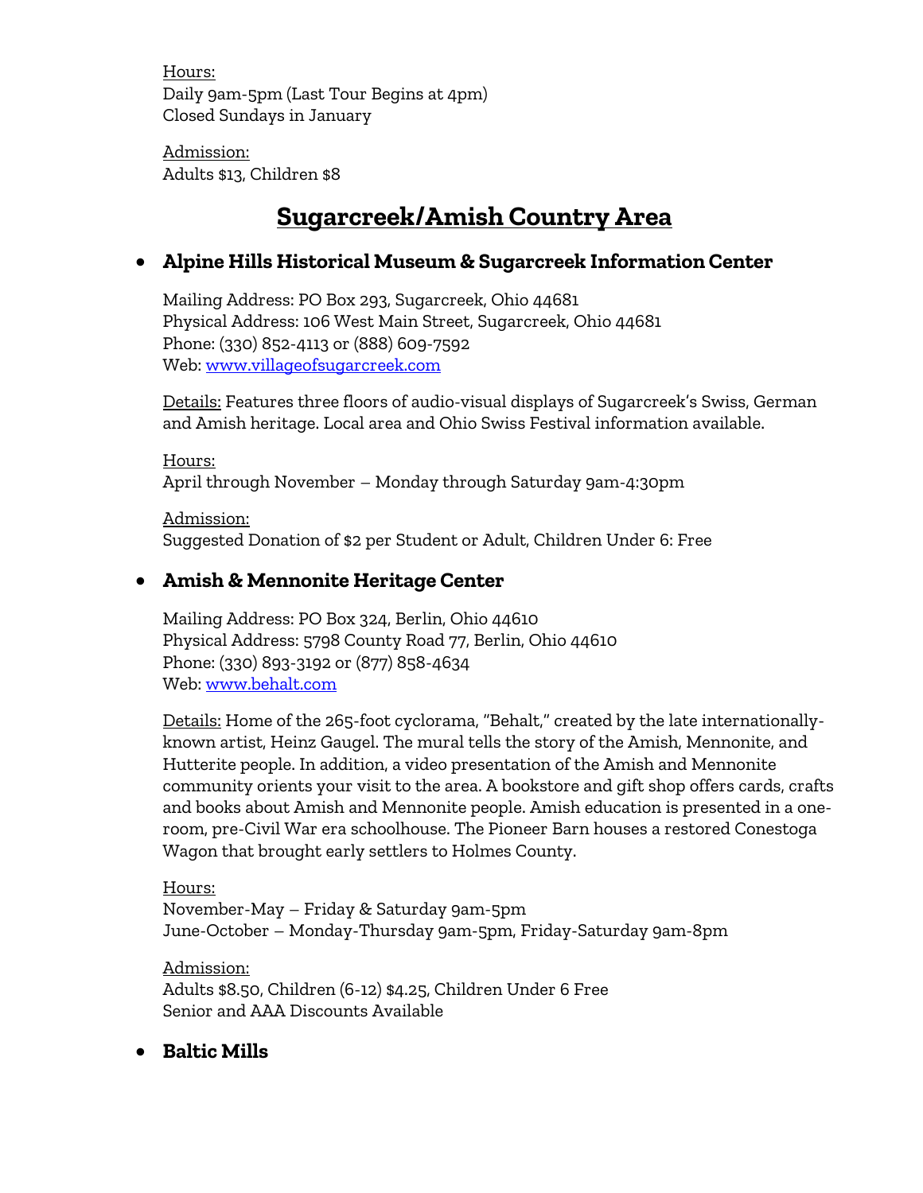Hours:
Daily 9am-5pm (Last Tour Begins at 4pm)
Closed Sundays in January

Admission:
Adults $13, Children $8

## Sugarcreek/Amish Country Area

- **Alpine Hills Historical Museum & Sugarcreek Information Center**

  Mailing Address: PO Box 293, Sugarcreek, Ohio 44681
  Physical Address: 106 West Main Street, Sugarcreek, Ohio 44681
  Phone: (330) 852-4113 or (888) 609-7592
  Web: [www.villageofsugarcreek.com](http://www.villageofsugarcreek.com)

  Details: Features three floors of audio-visual displays of Sugarcreek's Swiss, German and Amish heritage. Local area and Ohio Swiss Festival information available.

  Hours:
  April through November – Monday through Saturday 9am-4:30pm

  Admission:
  Suggested Donation of $2 per Student or Adult, Children Under 6: Free

- **Amish & Mennonite Heritage Center**

  Mailing Address: PO Box 324, Berlin, Ohio 44610
  Physical Address: 5798 County Road 77, Berlin, Ohio 44610
  Phone: (330) 893-3192 or (877) 858-4634
  Web: [www.behalt.com](http://www.behalt.com)

  Details: Home of the 265-foot cyclorama, "Behalt," created by the late internationally-known artist, Heinz Gaugel. The mural tells the story of the Amish, Mennonite, and Hutterite people. In addition, a video presentation of the Amish and Mennonite community orients your visit to the area. A bookstore and gift shop offers cards, crafts and books about Amish and Mennonite people. Amish education is presented in a one-room, pre-Civil War era schoolhouse. The Pioneer Barn houses a restored Conestoga Wagon that brought early settlers to Holmes County.

  Hours:
  November-May – Friday & Saturday 9am-5pm
  June-October – Monday-Thursday 9am-5pm, Friday-Saturday 9am-8pm

  Admission:
  Adults $8.50, Children (6-12) $4.25, Children Under 6 Free
  Senior and AAA Discounts Available

- **Baltic Mills**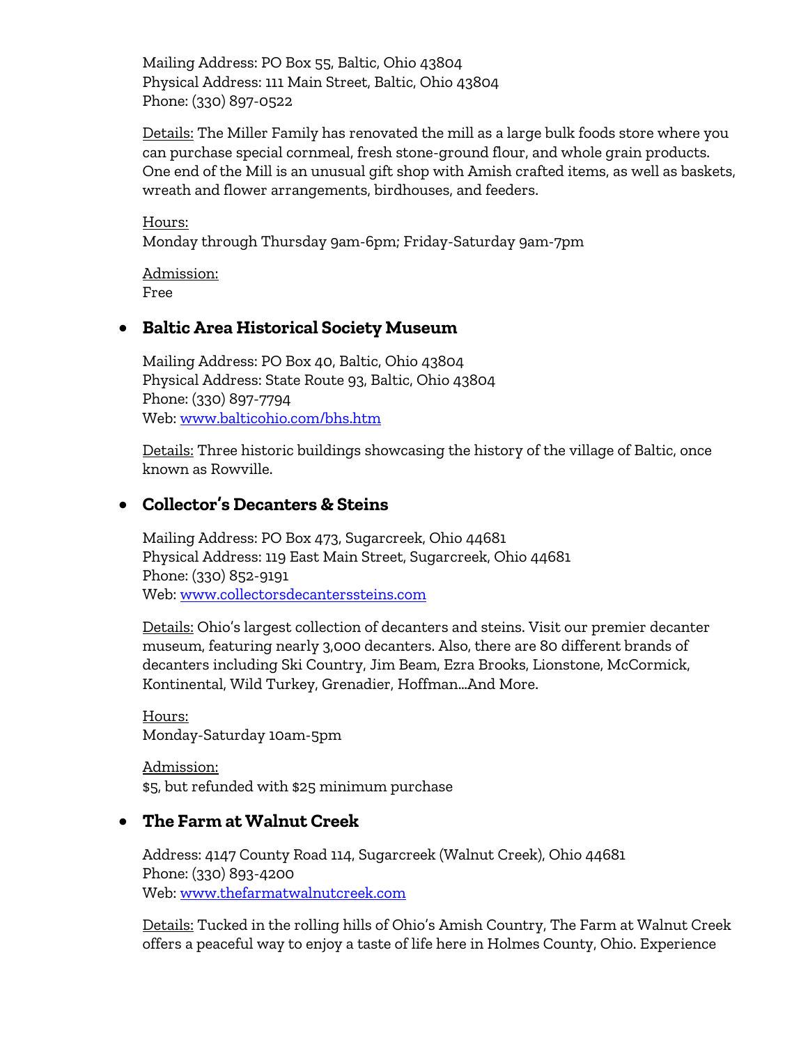Mailing Address: PO Box 55, Baltic, Ohio 43804
Physical Address: 111 Main Street, Baltic, Ohio 43804
Phone: (330) 897-0522

Details: The Miller Family has renovated the mill as a large bulk foods store where you can purchase special cornmeal, fresh stone-ground flour, and whole grain products. One end of the Mill is an unusual gift shop with Amish crafted items, as well as baskets, wreath and flower arrangements, birdhouses, and feeders.

Hours:
Monday through Thursday 9am-6pm; Friday-Saturday 9am-7pm

Admission:
Free

- **Baltic Area Historical Society Museum**

  Mailing Address: PO Box 40, Baltic, Ohio 43804
  Physical Address: State Route 93, Baltic, Ohio 43804
  Phone: (330) 897-7794
  Web: [www.balticohio.com/bhs.htm](www.balticohio.com/bhs.htm)

  Details: Three historic buildings showcasing the history of the village of Baltic, once known as Rowville.

- **Collector's Decanters & Steins**

  Mailing Address: PO Box 473, Sugarcreek, Ohio 44681
  Physical Address: 119 East Main Street, Sugarcreek, Ohio 44681
  Phone: (330) 852-9191
  Web: [www.collectorsdecanterssteins.com](www.collectorsdecanterssteins.com)

  Details: Ohio's largest collection of decanters and steins. Visit our premier decanter museum, featuring nearly 3,000 decanters. Also, there are 80 different brands of decanters including Ski Country, Jim Beam, Ezra Brooks, Lionstone, McCormick, Kontinental, Wild Turkey, Grenadier, Hoffman...And More.

  Hours:
  Monday-Saturday 10am-5pm

  Admission:
  $5, but refunded with $25 minimum purchase

- **The Farm at Walnut Creek**

  Address: 4147 County Road 114, Sugarcreek (Walnut Creek), Ohio 44681
  Phone: (330) 893-4200
  Web: [www.thefarmatwalnutcreek.com](www.thefarmatwalnutcreek.com)

  Details: Tucked in the rolling hills of Ohio's Amish Country, The Farm at Walnut Creek offers a peaceful way to enjoy a taste of life here in Holmes County, Ohio. Experience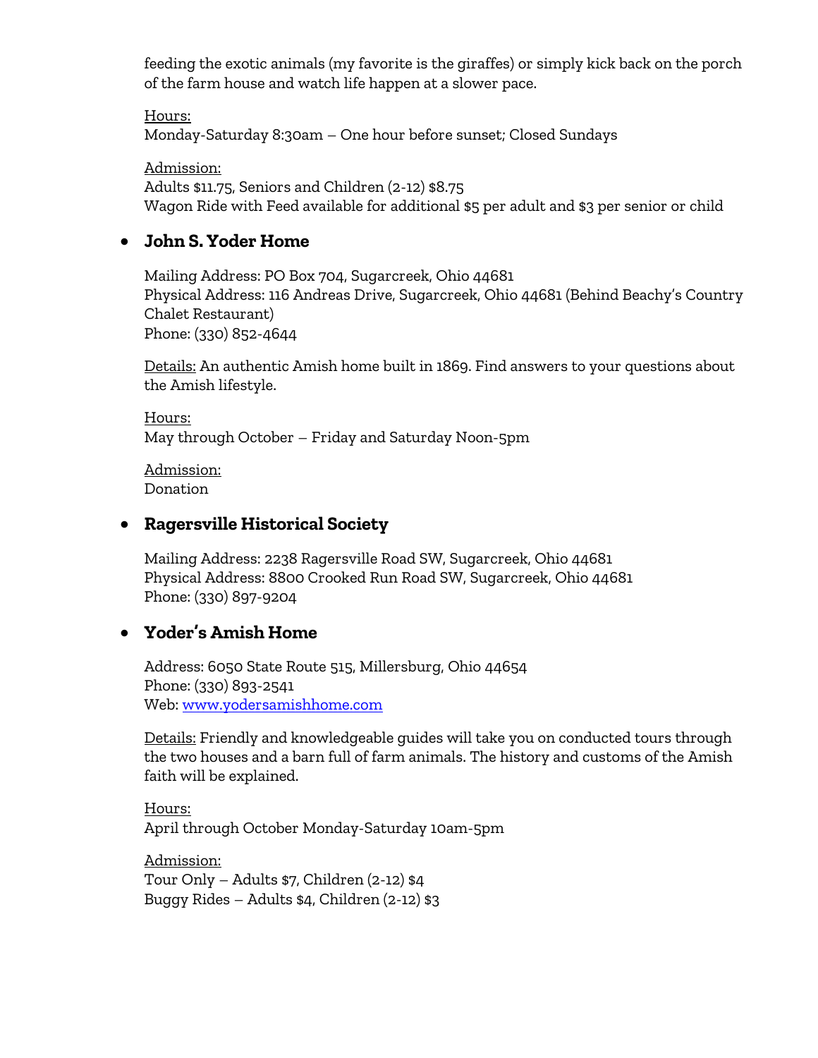feeding the exotic animals (my favorite is the giraffes) or simply kick back on the porch of the farm house and watch life happen at a slower pace.

Hours:
Monday-Saturday 8:30am – One hour before sunset; Closed Sundays

Admission:
Adults $11.75, Seniors and Children (2-12) $8.75
Wagon Ride with Feed available for additional $5 per adult and $3 per senior or child

- **John S. Yoder Home**

  Mailing Address: PO Box 704, Sugarcreek, Ohio 44681
  Physical Address: 116 Andreas Drive, Sugarcreek, Ohio 44681 (Behind Beachy's Country Chalet Restaurant)
  Phone: (330) 852-4644

  Details: An authentic Amish home built in 1869. Find answers to your questions about the Amish lifestyle.

  Hours:
  May through October – Friday and Saturday Noon-5pm

  Admission:
  Donation

- **Ragersville Historical Society**

  Mailing Address: 2238 Ragersville Road SW, Sugarcreek, Ohio 44681
  Physical Address: 8800 Crooked Run Road SW, Sugarcreek, Ohio 44681
  Phone: (330) 897-9204

- **Yoder's Amish Home**

  Address: 6050 State Route 515, Millersburg, Ohio 44654
  Phone: (330) 893-2541
  Web: [www.yodersamishhome.com](http://www.yodersamishhome.com)

  Details: Friendly and knowledgeable guides will take you on conducted tours through the two houses and a barn full of farm animals. The history and customs of the Amish faith will be explained.

  Hours:
  April through October Monday-Saturday 10am-5pm

  Admission:
  Tour Only – Adults $7, Children (2-12) $4
  Buggy Rides – Adults $4, Children (2-12) $3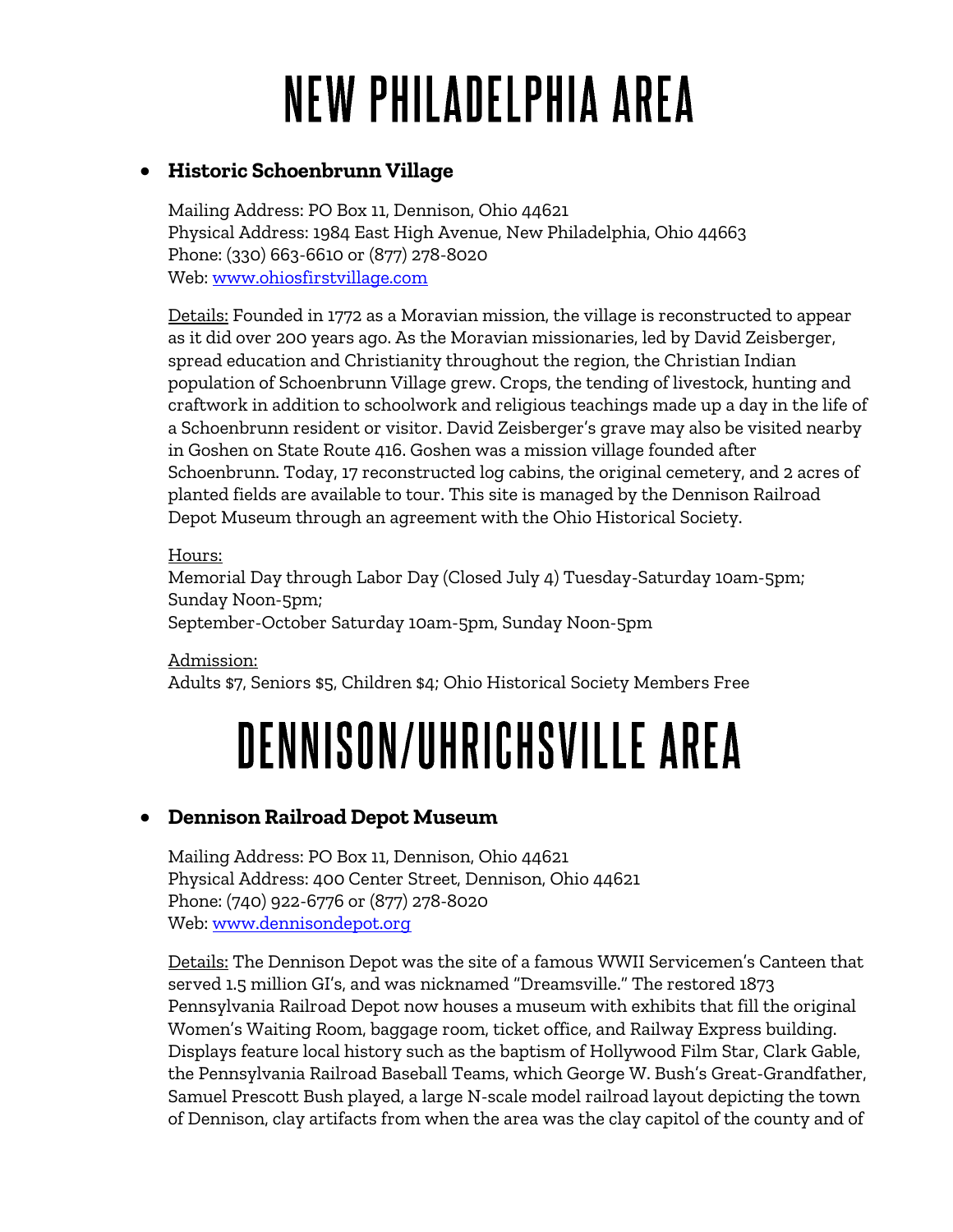# NEW PHILADELPHIA AREA

- **Historic Schoenbrunn Village**

  Mailing Address: PO Box 11, Dennison, Ohio 44621
  Physical Address: 1984 East High Avenue, New Philadelphia, Ohio 44663
  Phone: (330) 663-6610 or (877) 278-8020
  Web: [www.ohiosfirstvillage.com](http://www.ohiosfirstvillage.com)

  Details: Founded in 1772 as a Moravian mission, the village is reconstructed to appear as it did over 200 years ago. As the Moravian missionaries, led by David Zeisberger, spread education and Christianity throughout the region, the Christian Indian population of Schoenbrunn Village grew. Crops, the tending of livestock, hunting and craftwork in addition to schoolwork and religious teachings made up a day in the life of a Schoenbrunn resident or visitor. David Zeisberger's grave may also be visited nearby in Goshen on State Route 416. Goshen was a mission village founded after Schoenbrunn. Today, 17 reconstructed log cabins, the original cemetery, and 2 acres of planted fields are available to tour. This site is managed by the Dennison Railroad Depot Museum through an agreement with the Ohio Historical Society.

  Hours:
  Memorial Day through Labor Day (Closed July 4) Tuesday-Saturday 10am-5pm; Sunday Noon-5pm;
  September-October Saturday 10am-5pm, Sunday Noon-5pm

  Admission:
  Adults $7, Seniors $5, Children $4; Ohio Historical Society Members Free

# DENNISON/UHRICHSVILLE AREA

- **Dennison Railroad Depot Museum**

  Mailing Address: PO Box 11, Dennison, Ohio 44621
  Physical Address: 400 Center Street, Dennison, Ohio 44621
  Phone: (740) 922-6776 or (877) 278-8020
  Web: [www.dennisondepot.org](http://www.dennisondepot.org)

  Details: The Dennison Depot was the site of a famous WWII Servicemen's Canteen that served 1.5 million GI's, and was nicknamed "Dreamsville." The restored 1873 Pennsylvania Railroad Depot now houses a museum with exhibits that fill the original Women's Waiting Room, baggage room, ticket office, and Railway Express building. Displays feature local history such as the baptism of Hollywood Film Star, Clark Gable, the Pennsylvania Railroad Baseball Teams, which George W. Bush's Great-Grandfather, Samuel Prescott Bush played, a large N-scale model railroad layout depicting the town of Dennison, clay artifacts from when the area was the clay capitol of the county and of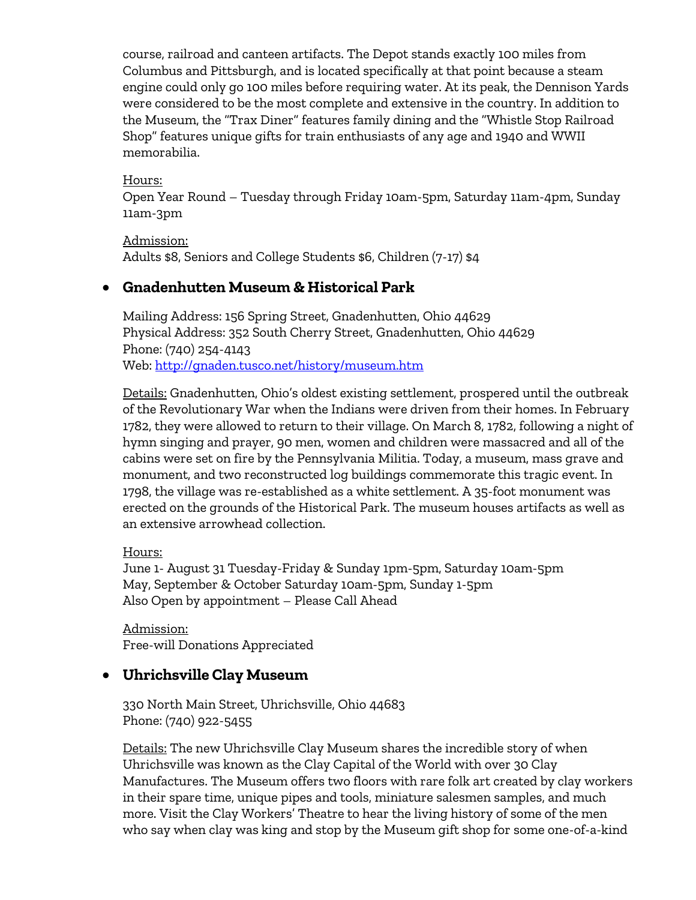course, railroad and canteen artifacts. The Depot stands exactly 100 miles from Columbus and Pittsburgh, and is located specifically at that point because a steam engine could only go 100 miles before requiring water. At its peak, the Dennison Yards were considered to be the most complete and extensive in the country. In addition to the Museum, the "Trax Diner" features family dining and the "Whistle Stop Railroad Shop" features unique gifts for train enthusiasts of any age and 1940 and WWII memorabilia.

Hours:
Open Year Round – Tuesday through Friday 10am-5pm, Saturday 11am-4pm, Sunday 11am-3pm

Admission:
Adults $8, Seniors and College Students $6, Children (7-17) $4

- **Gnadenhutten Museum & Historical Park**

  Mailing Address: 156 Spring Street, Gnadenhutten, Ohio 44629
  Physical Address: 352 South Cherry Street, Gnadenhutten, Ohio 44629
  Phone: (740) 254-4143
  Web: [http://gnaden.tusco.net/history/museum.htm](http://gnaden.tusco.net/history/museum.htm)

  Details: Gnadenhutten, Ohio's oldest existing settlement, prospered until the outbreak of the Revolutionary War when the Indians were driven from their homes. In February 1782, they were allowed to return to their village. On March 8, 1782, following a night of hymn singing and prayer, 90 men, women and children were massacred and all of the cabins were set on fire by the Pennsylvania Militia. Today, a museum, mass grave and monument, and two reconstructed log buildings commemorate this tragic event. In 1798, the village was re-established as a white settlement. A 35-foot monument was erected on the grounds of the Historical Park. The museum houses artifacts as well as an extensive arrowhead collection.

  Hours:
  June 1- August 31 Tuesday-Friday & Sunday 1pm-5pm, Saturday 10am-5pm
  May, September & October Saturday 10am-5pm, Sunday 1-5pm
  Also Open by appointment – Please Call Ahead

  Admission:
  Free-will Donations Appreciated

- **Uhrichsville Clay Museum**

  330 North Main Street, Uhrichsville, Ohio 44683
  Phone: (740) 922-5455

  Details: The new Uhrichsville Clay Museum shares the incredible story of when Uhrichsville was known as the Clay Capital of the World with over 30 Clay Manufactures. The Museum offers two floors with rare folk art created by clay workers in their spare time, unique pipes and tools, miniature salesmen samples, and much more. Visit the Clay Workers' Theatre to hear the living history of some of the men who say when clay was king and stop by the Museum gift shop for some one-of-a-kind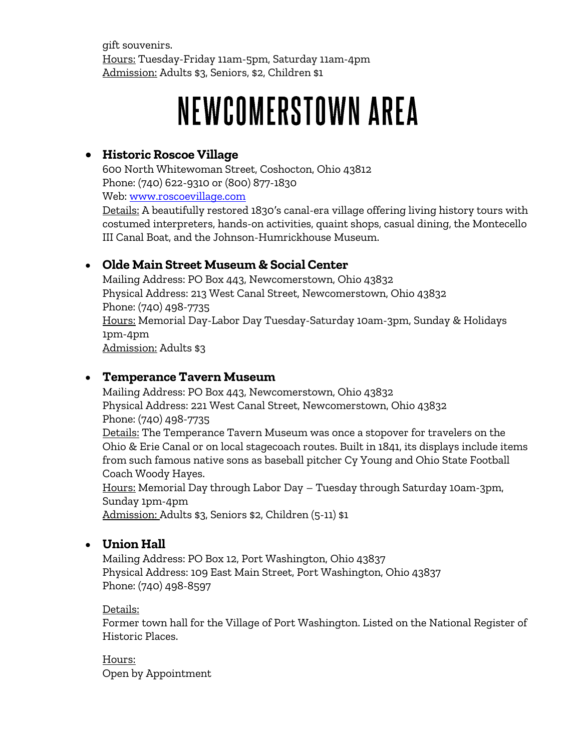gift souvenirs.
Hours: Tuesday-Friday 11am-5pm, Saturday 11am-4pm
Admission: Adults $3, Seniors, $2, Children $1

# NEWCOMERSTOWN AREA

- **Historic Roscoe Village**
  600 North Whitewoman Street, Coshocton, Ohio 43812
  Phone: (740) 622-9310 or (800) 877-1830
  Web: www.roscoevillage.com
  Details: A beautifully restored 1830's canal-era village offering living history tours with costumed interpreters, hands-on activities, quaint shops, casual dining, the Montecello III Canal Boat, and the Johnson-Humrickhouse Museum.

- **Olde Main Street Museum & Social Center**
  Mailing Address: PO Box 443, Newcomerstown, Ohio 43832
  Physical Address: 213 West Canal Street, Newcomerstown, Ohio 43832
  Phone: (740) 498-7735
  Hours: Memorial Day-Labor Day Tuesday-Saturday 10am-3pm, Sunday & Holidays 1pm-4pm
  Admission: Adults $3

- **Temperance Tavern Museum**
  Mailing Address: PO Box 443, Newcomerstown, Ohio 43832
  Physical Address: 221 West Canal Street, Newcomerstown, Ohio 43832
  Phone: (740) 498-7735
  Details: The Temperance Tavern Museum was once a stopover for travelers on the Ohio & Erie Canal or on local stagecoach routes. Built in 1841, its displays include items from such famous native sons as baseball pitcher Cy Young and Ohio State Football Coach Woody Hayes.
  Hours: Memorial Day through Labor Day – Tuesday through Saturday 10am-3pm, Sunday 1pm-4pm
  Admission: Adults $3, Seniors $2, Children (5-11) $1

- **Union Hall**
  Mailing Address: PO Box 12, Port Washington, Ohio 43837
  Physical Address: 109 East Main Street, Port Washington, Ohio 43837
  Phone: (740) 498-8597

  Details:
  Former town hall for the Village of Port Washington. Listed on the National Register of Historic Places.

  Hours:
  Open by Appointment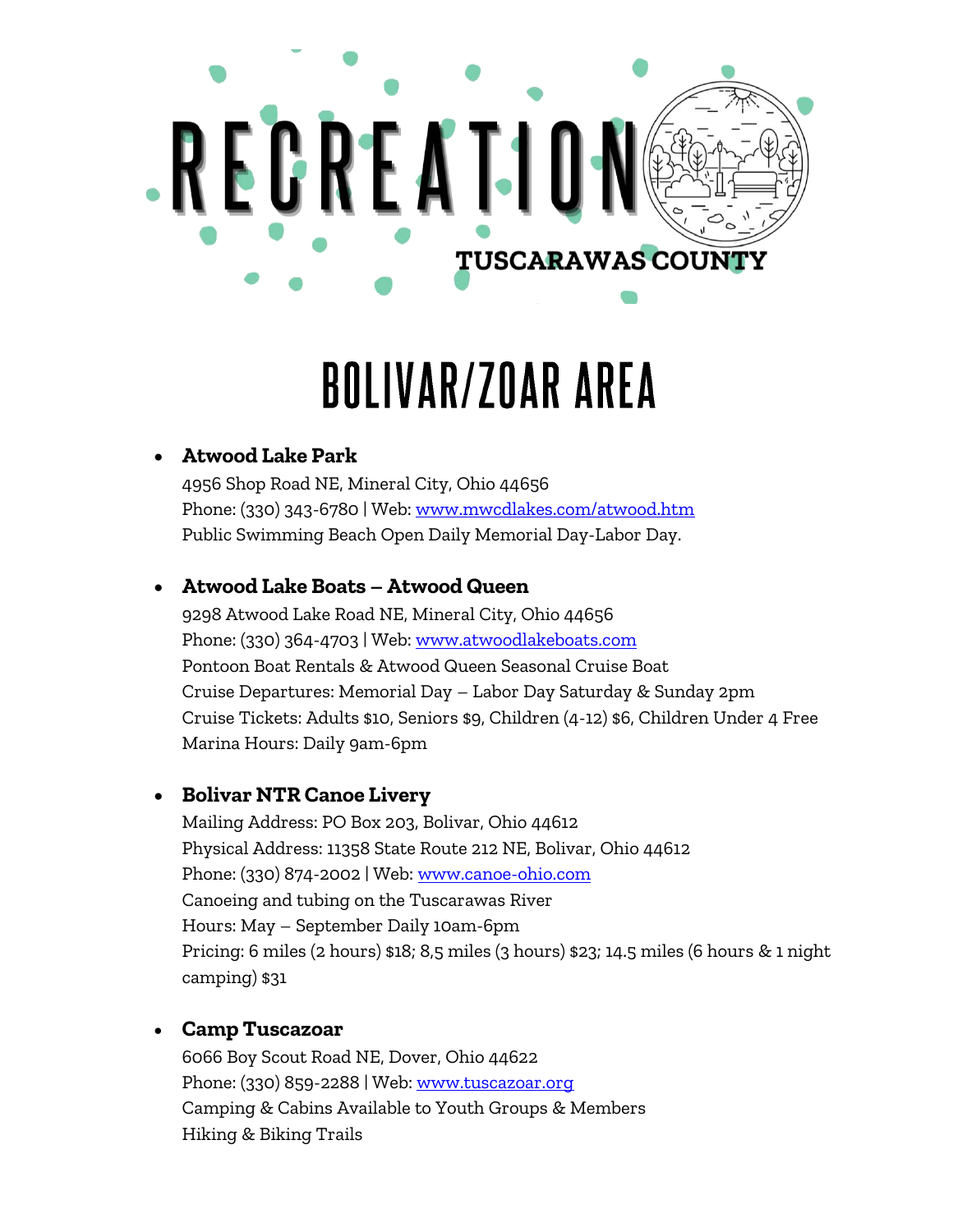# RECREATION

TUSCARAWAS COUNTY

## BOLIVAR/ZOAR AREA

- **Atwood Lake Park**
  4956 Shop Road NE, Mineral City, Ohio 44656
  Phone: (330) 343-6780 | Web: www.mwcdlakes.com/atwood.htm
  Public Swimming Beach Open Daily Memorial Day-Labor Day.

- **Atwood Lake Boats – Atwood Queen**
  9298 Atwood Lake Road NE, Mineral City, Ohio 44656
  Phone: (330) 364-4703 | Web: www.atwoodlakeboats.com
  Pontoon Boat Rentals & Atwood Queen Seasonal Cruise Boat
  Cruise Departures: Memorial Day – Labor Day Saturday & Sunday 2pm
  Cruise Tickets: Adults $10, Seniors $9, Children (4-12) $6, Children Under 4 Free
  Marina Hours: Daily 9am-6pm

- **Bolivar NTR Canoe Livery**
  Mailing Address: PO Box 203, Bolivar, Ohio 44612
  Physical Address: 11358 State Route 212 NE, Bolivar, Ohio 44612
  Phone: (330) 874-2002 | Web: www.canoe-ohio.com
  Canoeing and tubing on the Tuscarawas River
  Hours: May – September Daily 10am-6pm
  Pricing: 6 miles (2 hours) $18; 8,5 miles (3 hours) $23; 14.5 miles (6 hours & 1 night camping) $31

- **Camp Tuscazoar**
  6066 Boy Scout Road NE, Dover, Ohio 44622
  Phone: (330) 859-2288 | Web: www.tuscazoar.org
  Camping & Cabins Available to Youth Groups & Members
  Hiking & Biking Trails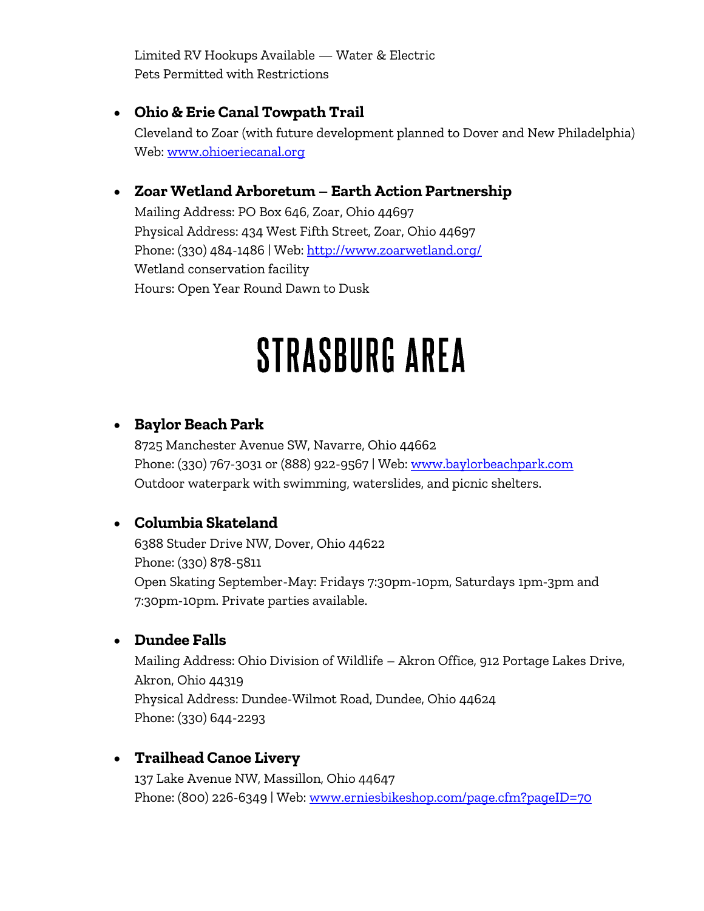Limited RV Hookups Available — Water & Electric
Pets Permitted with Restrictions

- **Ohio & Erie Canal Towpath Trail**
  Cleveland to Zoar (with future development planned to Dover and New Philadelphia)
  Web: [www.ohioeriecanal.org](www.ohioeriecanal.org)

- **Zoar Wetland Arboretum – Earth Action Partnership**
  Mailing Address: PO Box 646, Zoar, Ohio 44697
  Physical Address: 434 West Fifth Street, Zoar, Ohio 44697
  Phone: (330) 484-1486 | Web: [http://www.zoarwetland.org/](http://www.zoarwetland.org/)
  Wetland conservation facility
  Hours: Open Year Round Dawn to Dusk

# STRASBURG AREA

- **Baylor Beach Park**
  8725 Manchester Avenue SW, Navarre, Ohio 44662
  Phone: (330) 767-3031 or (888) 922-9567 | Web: [www.baylorbeachpark.com](www.baylorbeachpark.com)
  Outdoor waterpark with swimming, waterslides, and picnic shelters.

- **Columbia Skateland**
  6388 Studer Drive NW, Dover, Ohio 44622
  Phone: (330) 878-5811
  Open Skating September-May: Fridays 7:30pm-10pm, Saturdays 1pm-3pm and 7:30pm-10pm. Private parties available.

- **Dundee Falls**
  Mailing Address: Ohio Division of Wildlife – Akron Office, 912 Portage Lakes Drive, Akron, Ohio 44319
  Physical Address: Dundee-Wilmot Road, Dundee, Ohio 44624
  Phone: (330) 644-2293

- **Trailhead Canoe Livery**
  137 Lake Avenue NW, Massillon, Ohio 44647
  Phone: (800) 226-6349 | Web: [www.erniesbikeshop.com/page.cfm?pageID=70](www.erniesbikeshop.com/page.cfm?pageID=70)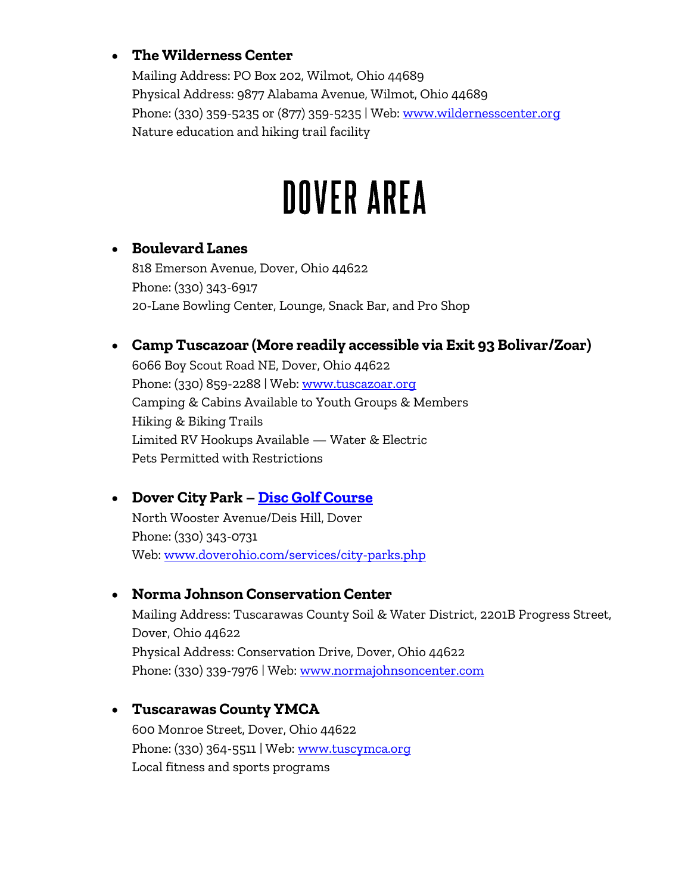- **The Wilderness Center**
  Mailing Address: PO Box 202, Wilmot, Ohio 44689
  Physical Address: 9877 Alabama Avenue, Wilmot, Ohio 44689
  Phone: (330) 359-5235 or (877) 359-5235 | Web: [www.wildernesscenter.org](http://www.wildernesscenter.org)
  Nature education and hiking trail facility

# DOVER AREA

- **Boulevard Lanes**
  818 Emerson Avenue, Dover, Ohio 44622
  Phone: (330) 343-6917
  20-Lane Bowling Center, Lounge, Snack Bar, and Pro Shop

- **Camp Tuscazoar (More readily accessible via Exit 93 Bolivar/Zoar)**
  6066 Boy Scout Road NE, Dover, Ohio 44622
  Phone: (330) 859-2288 | Web: [www.tuscazoar.org](http://www.tuscazoar.org)
  Camping & Cabins Available to Youth Groups & Members
  Hiking & Biking Trails
  Limited RV Hookups Available — Water & Electric
  Pets Permitted with Restrictions

- **Dover City Park – Disc Golf Course**
  North Wooster Avenue/Deis Hill, Dover
  Phone: (330) 343-0731
  Web: [www.doverohio.com/services/city-parks.php](http://www.doverohio.com/services/city-parks.php)

- **Norma Johnson Conservation Center**
  Mailing Address: Tuscarawas County Soil & Water District, 2201B Progress Street, Dover, Ohio 44622
  Physical Address: Conservation Drive, Dover, Ohio 44622
  Phone: (330) 339-7976 | Web: [www.normajohnsoncenter.com](http://www.normajohnsoncenter.com)

- **Tuscarawas County YMCA**
  600 Monroe Street, Dover, Ohio 44622
  Phone: (330) 364-5511 | Web: [www.tuscymca.org](http://www.tuscymca.org)
  Local fitness and sports programs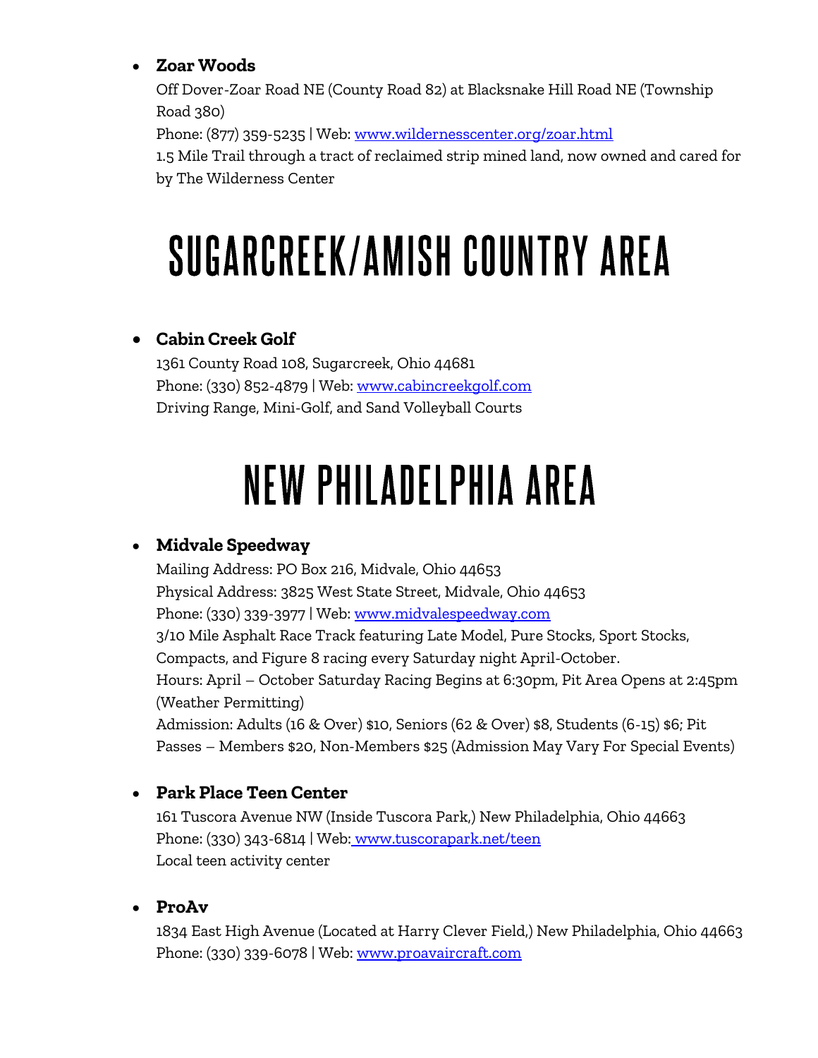- **Zoar Woods**
  Off Dover-Zoar Road NE (County Road 82) at Blacksnake Hill Road NE (Township Road 380)
  Phone: (877) 359-5235 | Web: [www.wildernesscenter.org/zoar.html](http://www.wildernesscenter.org/zoar.html)
  1.5 Mile Trail through a tract of reclaimed strip mined land, now owned and cared for by The Wilderness Center

# SUGARCREEK/AMISH COUNTRY AREA

- **Cabin Creek Golf**
  1361 County Road 108, Sugarcreek, Ohio 44681
  Phone: (330) 852-4879 | Web: [www.cabincreekgolf.com](http://www.cabincreekgolf.com)
  Driving Range, Mini-Golf, and Sand Volleyball Courts

# NEW PHILADELPHIA AREA

- **Midvale Speedway**
  Mailing Address: PO Box 216, Midvale, Ohio 44653
  Physical Address: 3825 West State Street, Midvale, Ohio 44653
  Phone: (330) 339-3977 | Web: [www.midvalespeedway.com](http://www.midvalespeedway.com)
  3/10 Mile Asphalt Race Track featuring Late Model, Pure Stocks, Sport Stocks, Compacts, and Figure 8 racing every Saturday night April-October.
  Hours: April – October Saturday Racing Begins at 6:30pm, Pit Area Opens at 2:45pm (Weather Permitting)
  Admission: Adults (16 & Over) $10, Seniors (62 & Over) $8, Students (6-15) $6; Pit Passes – Members $20, Non-Members $25 (Admission May Vary For Special Events)

- **Park Place Teen Center**
  161 Tuscora Avenue NW (Inside Tuscora Park,) New Philadelphia, Ohio 44663
  Phone: (330) 343-6814 | Web: [www.tuscorapark.net/teen](http://www.tuscorapark.net/teen)
  Local teen activity center

- **ProAv**
  1834 East High Avenue (Located at Harry Clever Field,) New Philadelphia, Ohio 44663
  Phone: (330) 339-6078 | Web: [www.proavaircraft.com](http://www.proavaircraft.com)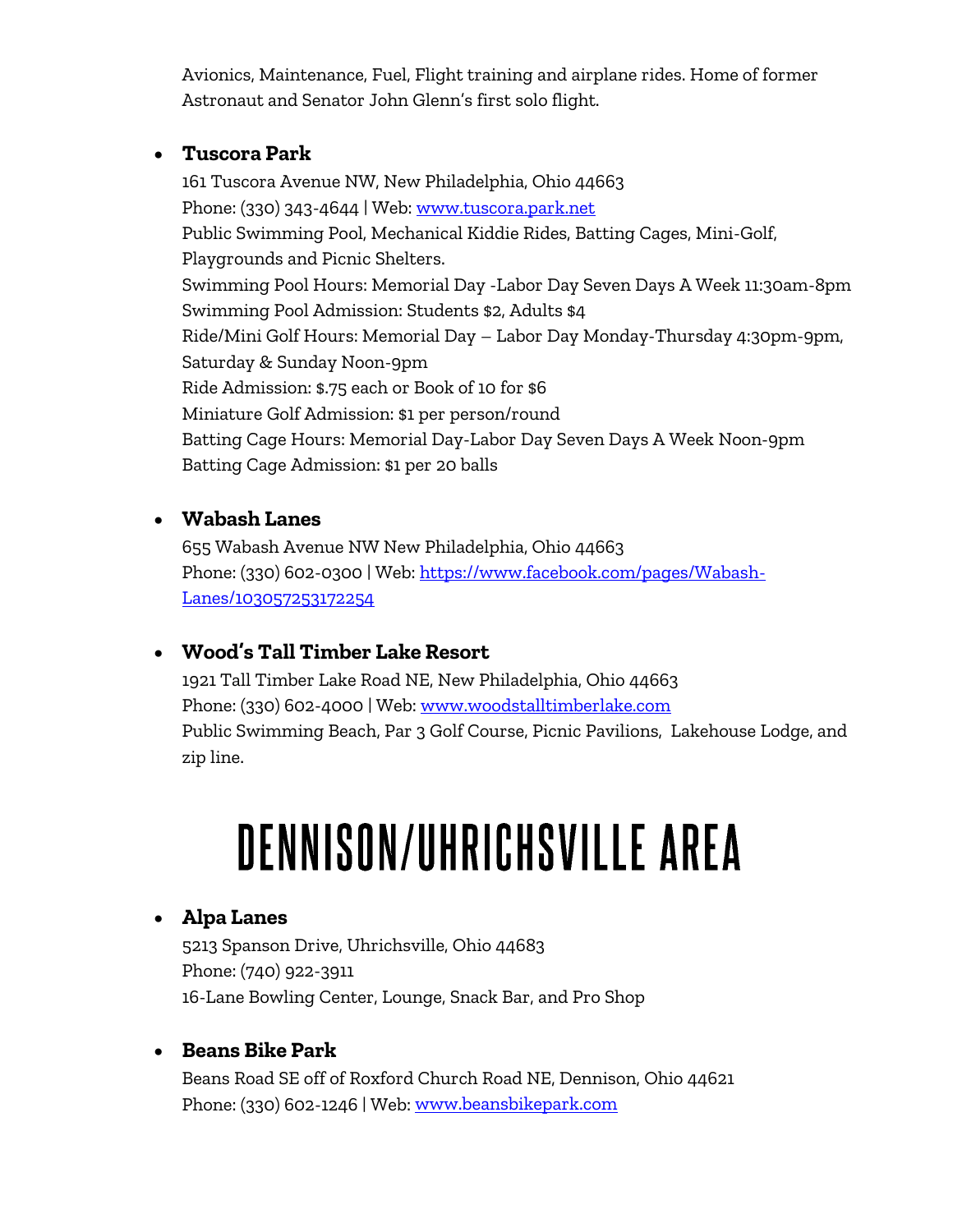Avionics, Maintenance, Fuel, Flight training and airplane rides. Home of former Astronaut and Senator John Glenn's first solo flight.

- **Tuscora Park**
  161 Tuscora Avenue NW, New Philadelphia, Ohio 44663
  Phone: (330) 343-4644 | Web: [www.tuscora.park.net](www.tuscora.park.net)
  Public Swimming Pool, Mechanical Kiddie Rides, Batting Cages, Mini-Golf, Playgrounds and Picnic Shelters.
  Swimming Pool Hours: Memorial Day -Labor Day Seven Days A Week 11:30am-8pm
  Swimming Pool Admission: Students $2, Adults $4
  Ride/Mini Golf Hours: Memorial Day – Labor Day Monday-Thursday 4:30pm-9pm, Saturday & Sunday Noon-9pm
  Ride Admission: $.75 each or Book of 10 for $6
  Miniature Golf Admission: $1 per person/round
  Batting Cage Hours: Memorial Day-Labor Day Seven Days A Week Noon-9pm
  Batting Cage Admission: $1 per 20 balls

- **Wabash Lanes**
  655 Wabash Avenue NW New Philadelphia, Ohio 44663
  Phone: (330) 602-0300 | Web: [https://www.facebook.com/pages/Wabash-Lanes/103057253172254](https://www.facebook.com/pages/Wabash-Lanes/103057253172254)

- **Wood's Tall Timber Lake Resort**
  1921 Tall Timber Lake Road NE, New Philadelphia, Ohio 44663
  Phone: (330) 602-4000 | Web: [www.woodstalltimberlake.com](www.woodstalltimberlake.com)
  Public Swimming Beach, Par 3 Golf Course, Picnic Pavilions, Lakehouse Lodge, and zip line.

# DENNISON/UHRICHSVILLE AREA

- **Alpa Lanes**
  5213 Spanson Drive, Uhrichsville, Ohio 44683
  Phone: (740) 922-3911
  16-Lane Bowling Center, Lounge, Snack Bar, and Pro Shop

- **Beans Bike Park**
  Beans Road SE off of Roxford Church Road NE, Dennison, Ohio 44621
  Phone: (330) 602-1246 | Web: [www.beansbikepark.com](www.beansbikepark.com)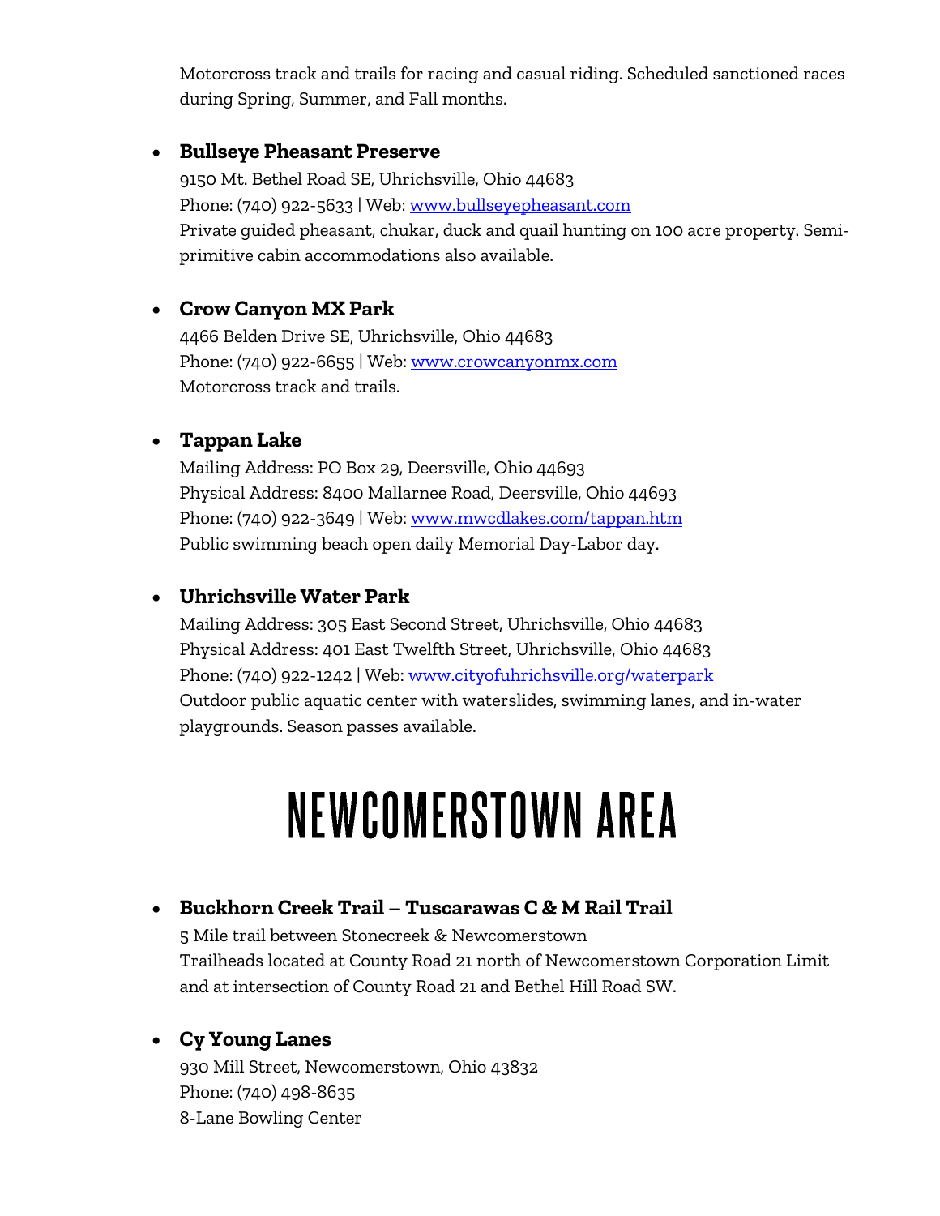Motorcross track and trails for racing and casual riding. Scheduled sanctioned races during Spring, Summer, and Fall months.

- **Bullseye Pheasant Preserve**
  9150 Mt. Bethel Road SE, Uhrichsville, Ohio 44683
  Phone: (740) 922-5633 | Web: www.bullseyepheasant.com
  Private guided pheasant, chukar, duck and quail hunting on 100 acre property. Semi-primitive cabin accommodations also available.

- **Crow Canyon MX Park**
  4466 Belden Drive SE, Uhrichsville, Ohio 44683
  Phone: (740) 922-6655 | Web: www.crowcanyonmx.com
  Motorcross track and trails.

- **Tappan Lake**
  Mailing Address: PO Box 29, Deersville, Ohio 44693
  Physical Address: 8400 Mallarnee Road, Deersville, Ohio 44693
  Phone: (740) 922-3649 | Web: www.mwcdlakes.com/tappan.htm
  Public swimming beach open daily Memorial Day-Labor day.

- **Uhrichsville Water Park**
  Mailing Address: 305 East Second Street, Uhrichsville, Ohio 44683
  Physical Address: 401 East Twelfth Street, Uhrichsville, Ohio 44683
  Phone: (740) 922-1242 | Web: www.cityofuhrichsville.org/waterpark
  Outdoor public aquatic center with waterslides, swimming lanes, and in-water playgrounds. Season passes available.

# NEWCOMERSTOWN AREA

- **Buckhorn Creek Trail – Tuscarawas C & M Rail Trail**
  5 Mile trail between Stonecreek & Newcomerstown
  Trailheads located at County Road 21 north of Newcomerstown Corporation Limit and at intersection of County Road 21 and Bethel Hill Road SW.

- **Cy Young Lanes**
  930 Mill Street, Newcomerstown, Ohio 43832
  Phone: (740) 498-8635
  8-Lane Bowling Center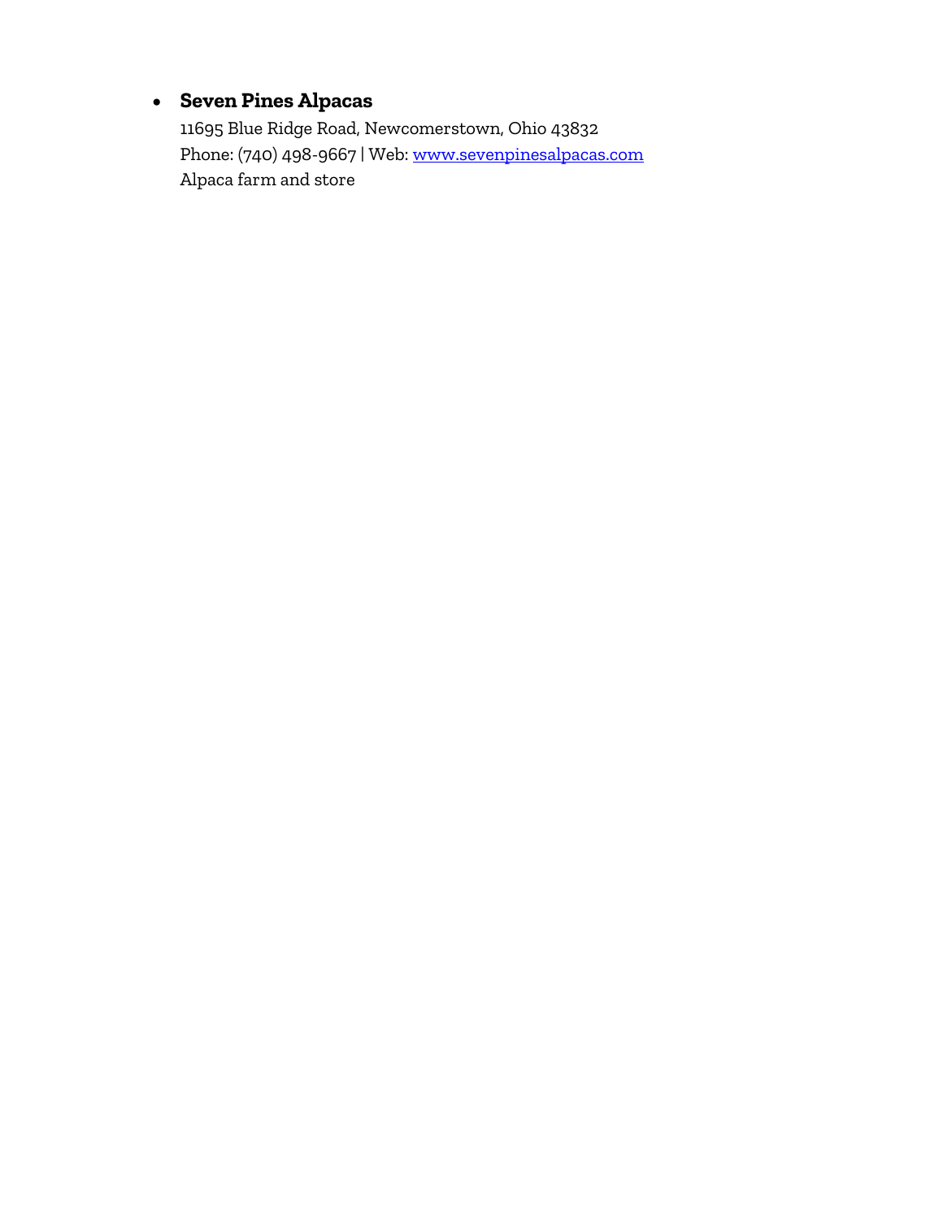- **Seven Pines Alpacas**
  11695 Blue Ridge Road, Newcomerstown, Ohio 43832
  Phone: (740) 498-9667 | Web: [www.sevenpinesalpacas.com](http://www.sevenpinesalpacas.com)
  Alpaca farm and store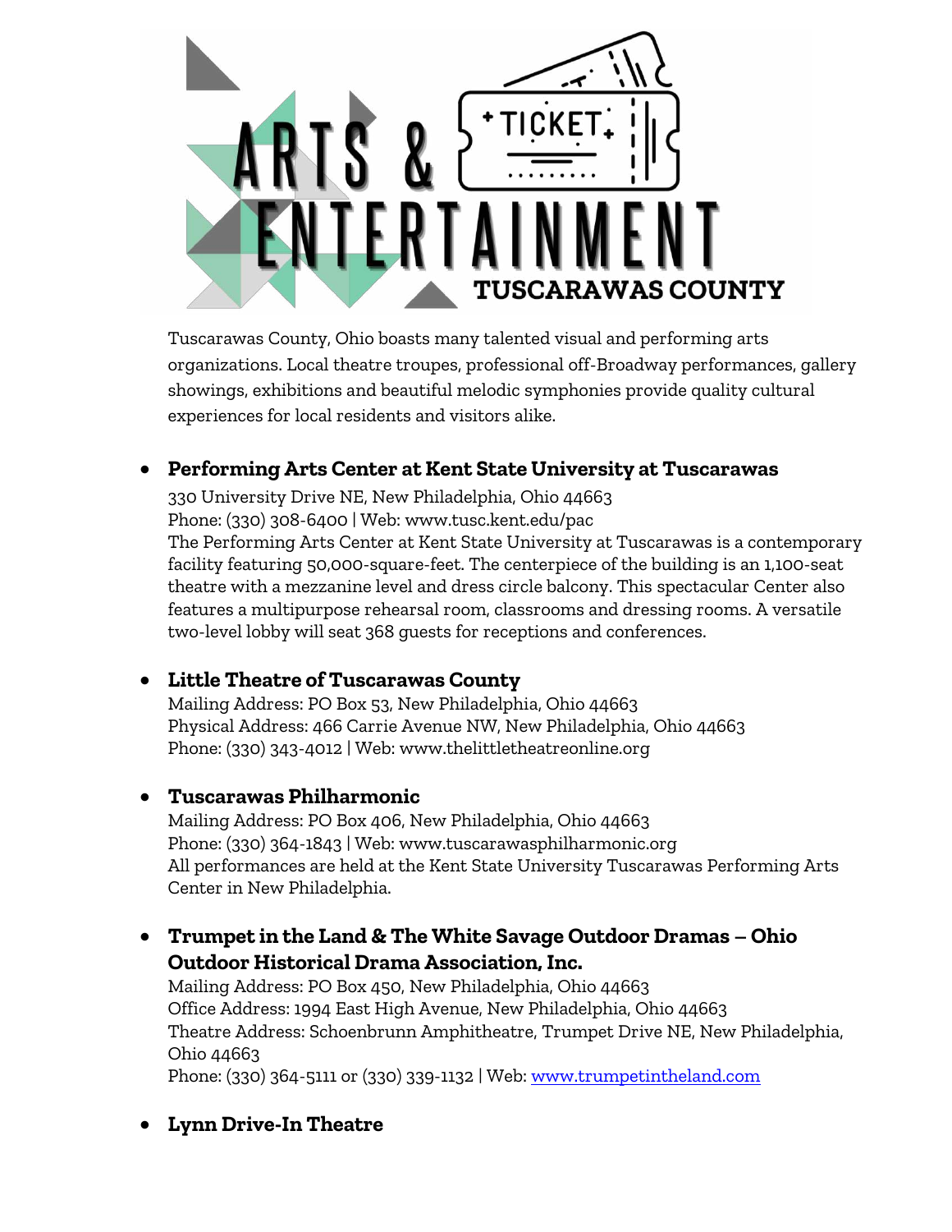# ARTS & ENTERTAINMENT

## TUSCARAWAS COUNTY

Tuscarawas County, Ohio boasts many talented visual and performing arts organizations. Local theatre troupes, professional off-Broadway performances, gallery showings, exhibitions and beautiful melodic symphonies provide quality cultural experiences for local residents and visitors alike.

- **Performing Arts Center at Kent State University at Tuscarawas**
  330 University Drive NE, New Philadelphia, Ohio 44663
  Phone: (330) 308-6400 | Web: www.tusc.kent.edu/pac
  The Performing Arts Center at Kent State University at Tuscarawas is a contemporary facility featuring 50,000-square-feet. The centerpiece of the building is an 1,100-seat theatre with a mezzanine level and dress circle balcony. This spectacular Center also features a multipurpose rehearsal room, classrooms and dressing rooms. A versatile two-level lobby will seat 368 guests for receptions and conferences.

- **Little Theatre of Tuscarawas County**
  Mailing Address: PO Box 53, New Philadelphia, Ohio 44663
  Physical Address: 466 Carrie Avenue NW, New Philadelphia, Ohio 44663
  Phone: (330) 343-4012 | Web: www.thelittletheatreonline.org

- **Tuscarawas Philharmonic**
  Mailing Address: PO Box 406, New Philadelphia, Ohio 44663
  Phone: (330) 364-1843 | Web: www.tuscarawasphilharmonic.org
  All performances are held at the Kent State University Tuscarawas Performing Arts Center in New Philadelphia.

- **Trumpet in the Land & The White Savage Outdoor Dramas – Ohio Outdoor Historical Drama Association, Inc.**
  Mailing Address: PO Box 450, New Philadelphia, Ohio 44663
  Office Address: 1994 East High Avenue, New Philadelphia, Ohio 44663
  Theatre Address: Schoenbrunn Amphitheatre, Trumpet Drive NE, New Philadelphia, Ohio 44663
  Phone: (330) 364-5111 or (330) 339-1132 | Web: www.trumpetintheland.com

- **Lynn Drive-In Theatre**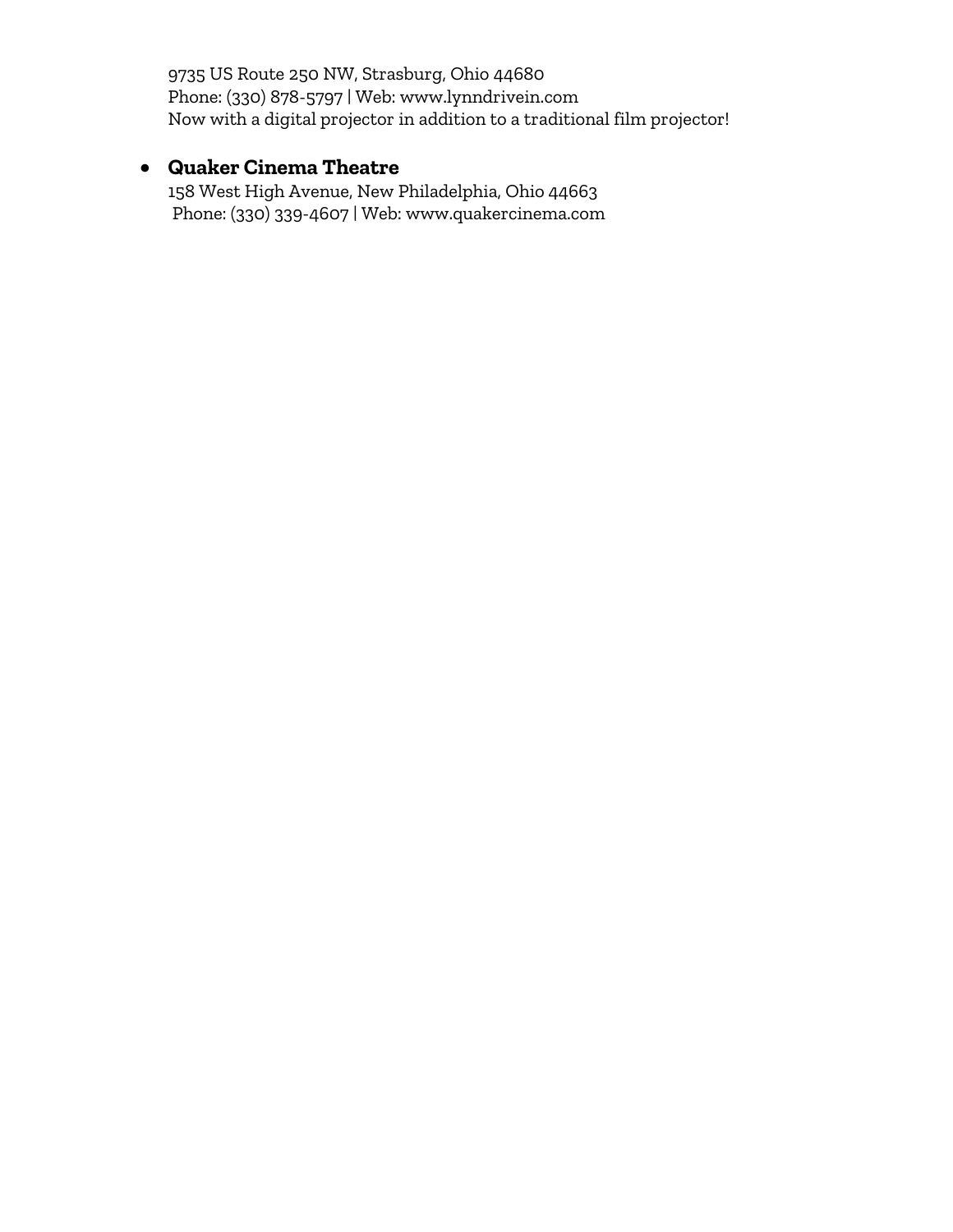9735 US Route 250 NW, Strasburg, Ohio 44680
Phone: (330) 878-5797 | Web: www.lynndrivein.com
Now with a digital projector in addition to a traditional film projector!

- **Quaker Cinema Theatre**
  158 West High Avenue, New Philadelphia, Ohio 44663
  Phone: (330) 339-4607 | Web: www.quakercinema.com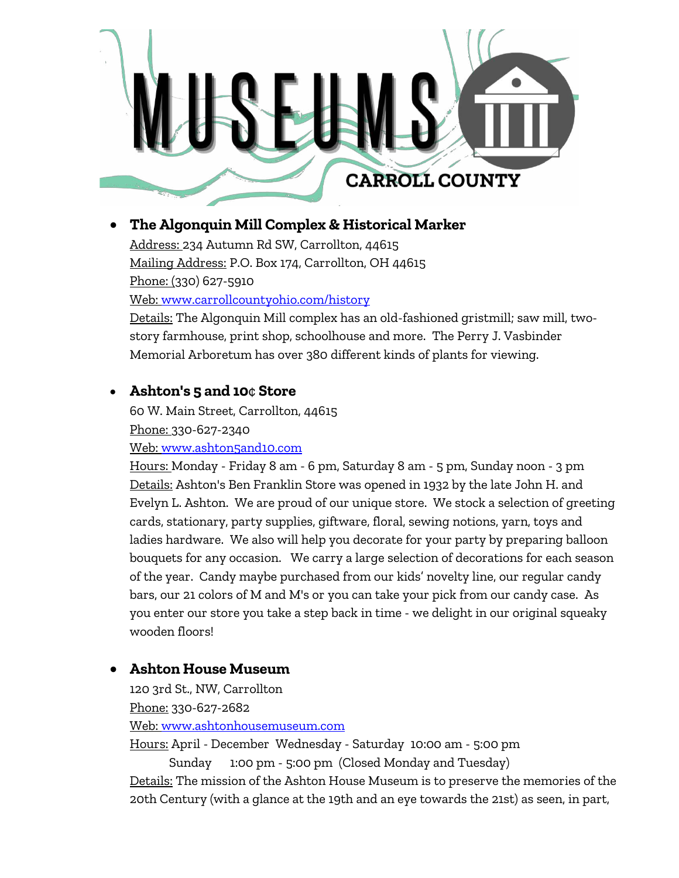# MUSEUMS CARROLL COUNTY

- **The Algonquin Mill Complex & Historical Marker**
  Address: 234 Autumn Rd SW, Carrollton, 44615
  Mailing Address: P.O. Box 174, Carrollton, OH 44615
  Phone: (330) 627-5910
  Web: www.carrollcountyohio.com/history
  Details: The Algonquin Mill complex has an old-fashioned gristmill; saw mill, two-story farmhouse, print shop, schoolhouse and more. The Perry J. Vasbinder Memorial Arboretum has over 380 different kinds of plants for viewing.

- **Ashton's 5 and 10¢ Store**
  60 W. Main Street, Carrollton, 44615
  Phone: 330-627-2340
  Web: www.ashton5and10.com
  Hours: Monday - Friday 8 am - 6 pm, Saturday 8 am - 5 pm, Sunday noon - 3 pm
  Details: Ashton's Ben Franklin Store was opened in 1932 by the late John H. and Evelyn L. Ashton. We are proud of our unique store. We stock a selection of greeting cards, stationary, party supplies, giftware, floral, sewing notions, yarn, toys and ladies hardware. We also will help you decorate for your party by preparing balloon bouquets for any occasion. We carry a large selection of decorations for each season of the year. Candy maybe purchased from our kids' novelty line, our regular candy bars, our 21 colors of M and M's or you can take your pick from our candy case. As you enter our store you take a step back in time - we delight in our original squeaky wooden floors!

- **Ashton House Museum**
  120 3rd St., NW, Carrollton
  Phone: 330-627-2682
  Web: www.ashtonhousemuseum.com
  Hours: April - December Wednesday - Saturday 10:00 am - 5:00 pm
  Sunday 1:00 pm - 5:00 pm (Closed Monday and Tuesday)
  Details: The mission of the Ashton House Museum is to preserve the memories of the 20th Century (with a glance at the 19th and an eye towards the 21st) as seen, in part,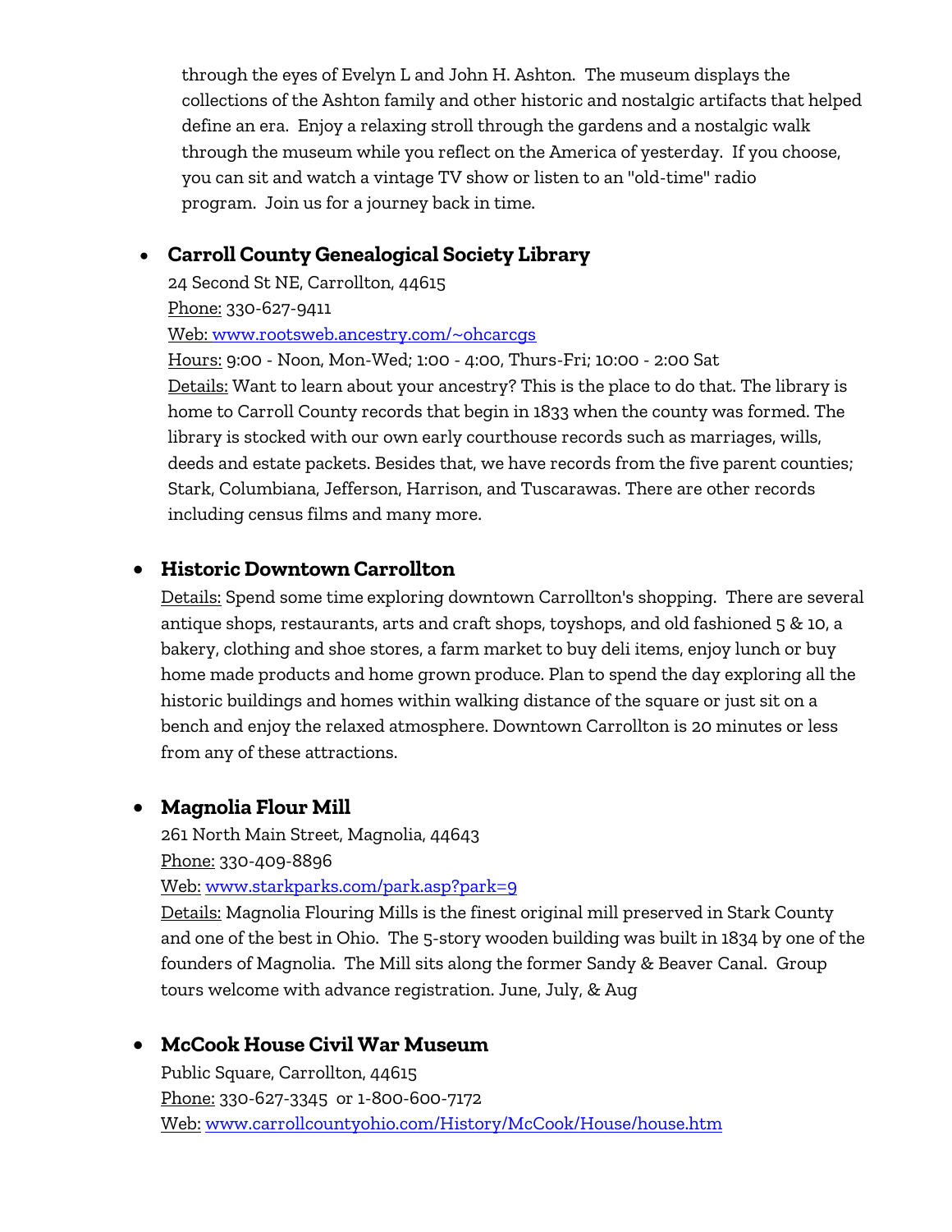through the eyes of Evelyn L and John H. Ashton. The museum displays the collections of the Ashton family and other historic and nostalgic artifacts that helped define an era. Enjoy a relaxing stroll through the gardens and a nostalgic walk through the museum while you reflect on the America of yesterday. If you choose, you can sit and watch a vintage TV show or listen to an "old-time" radio program. Join us for a journey back in time.

- **Carroll County Genealogical Society Library**
  24 Second St NE, Carrollton, 44615
  Phone: 330-627-9411
  Web: www.rootsweb.ancestry.com/~ohcarcgs
  Hours: 9:00 - Noon, Mon-Wed; 1:00 - 4:00, Thurs-Fri; 10:00 - 2:00 Sat
  Details: Want to learn about your ancestry? This is the place to do that. The library is home to Carroll County records that begin in 1833 when the county was formed. The library is stocked with our own early courthouse records such as marriages, wills, deeds and estate packets. Besides that, we have records from the five parent counties; Stark, Columbiana, Jefferson, Harrison, and Tuscarawas. There are other records including census films and many more.

- **Historic Downtown Carrollton**
  Details: Spend some time exploring downtown Carrollton's shopping. There are several antique shops, restaurants, arts and craft shops, toyshops, and old fashioned 5 & 10, a bakery, clothing and shoe stores, a farm market to buy deli items, enjoy lunch or buy home made products and home grown produce. Plan to spend the day exploring all the historic buildings and homes within walking distance of the square or just sit on a bench and enjoy the relaxed atmosphere. Downtown Carrollton is 20 minutes or less from any of these attractions.

- **Magnolia Flour Mill**
  261 North Main Street, Magnolia, 44643
  Phone: 330-409-8896
  Web: www.starkparks.com/park.asp?park=9
  Details: Magnolia Flouring Mills is the finest original mill preserved in Stark County and one of the best in Ohio. The 5-story wooden building was built in 1834 by one of the founders of Magnolia. The Mill sits along the former Sandy & Beaver Canal. Group tours welcome with advance registration. June, July, & Aug

- **McCook House Civil War Museum**
  Public Square, Carrollton, 44615
  Phone: 330-627-3345 or 1-800-600-7172
  Web: www.carrollcountyohio.com/History/McCook/House/house.htm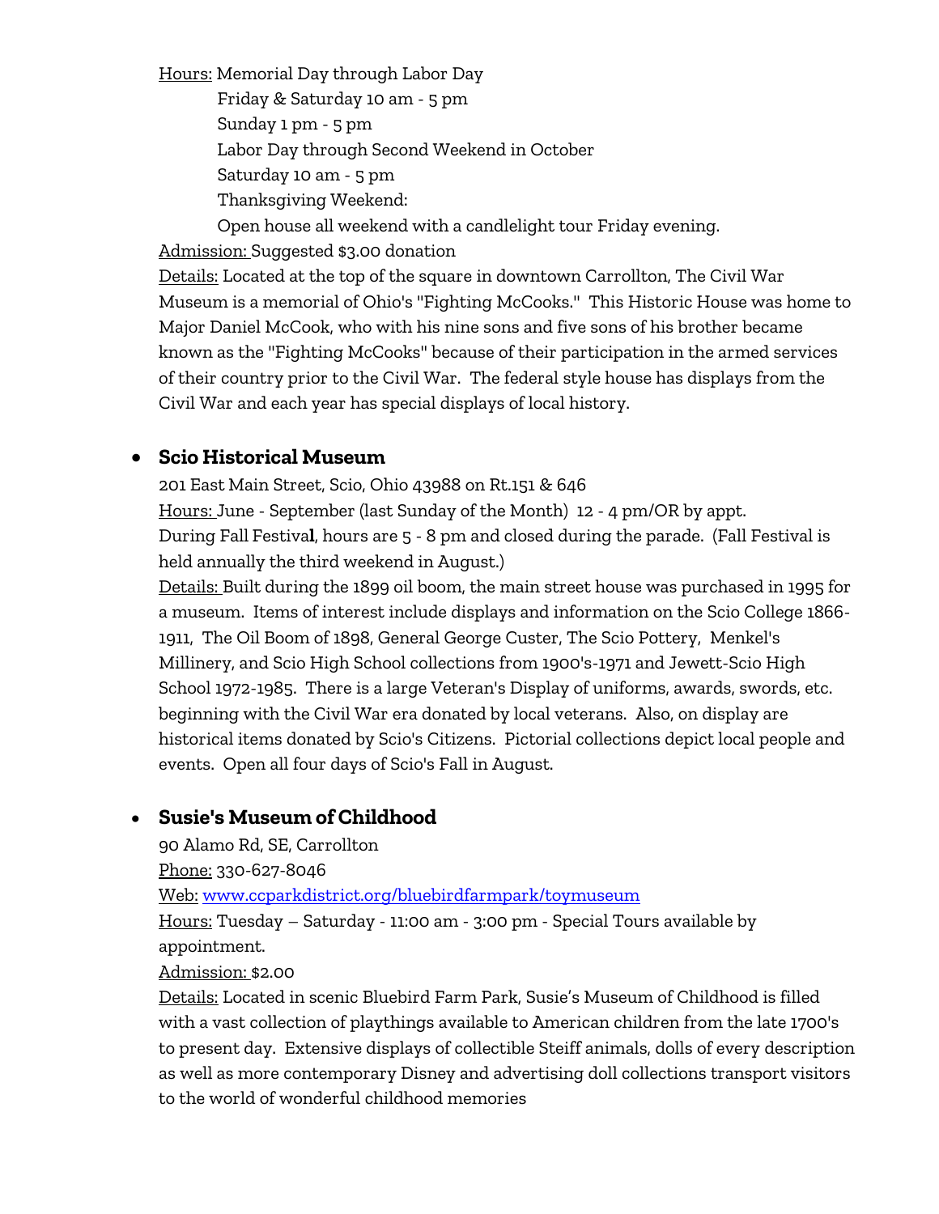Hours: Memorial Day through Labor Day

Friday & Saturday 10 am - 5 pm

Sunday 1 pm - 5 pm

Labor Day through Second Weekend in October

Saturday 10 am - 5 pm

Thanksgiving Weekend:

Open house all weekend with a candlelight tour Friday evening.

Admission: Suggested $3.00 donation

Details: Located at the top of the square in downtown Carrollton, The Civil War Museum is a memorial of Ohio's "Fighting McCooks." This Historic House was home to Major Daniel McCook, who with his nine sons and five sons of his brother became known as the "Fighting McCooks" because of their participation in the armed services of their country prior to the Civil War. The federal style house has displays from the Civil War and each year has special displays of local history.

- **Scio Historical Museum**

201 East Main Street, Scio, Ohio 43988 on Rt.151 & 646

Hours: June - September (last Sunday of the Month) 12 - 4 pm/OR by appt.

During Fall Festival, hours are 5 - 8 pm and closed during the parade. (Fall Festival is held annually the third weekend in August.)

Details: Built during the 1899 oil boom, the main street house was purchased in 1995 for a museum. Items of interest include displays and information on the Scio College 1866-1911, The Oil Boom of 1898, General George Custer, The Scio Pottery, Menkel's Millinery, and Scio High School collections from 1900's-1971 and Jewett-Scio High School 1972-1985. There is a large Veteran's Display of uniforms, awards, swords, etc. beginning with the Civil War era donated by local veterans. Also, on display are historical items donated by Scio's Citizens. Pictorial collections depict local people and events. Open all four days of Scio's Fall in August.

- **Susie's Museum of Childhood**

90 Alamo Rd, SE, Carrollton

Phone: 330-627-8046

Web: www.ccparkdistrict.org/bluebirdfarmpark/toymuseum

Hours: Tuesday – Saturday - 11:00 am - 3:00 pm - Special Tours available by appointment.

Admission: $2.00

Details: Located in scenic Bluebird Farm Park, Susie's Museum of Childhood is filled with a vast collection of playthings available to American children from the late 1700's to present day. Extensive displays of collectible Steiff animals, dolls of every description as well as more contemporary Disney and advertising doll collections transport visitors to the world of wonderful childhood memories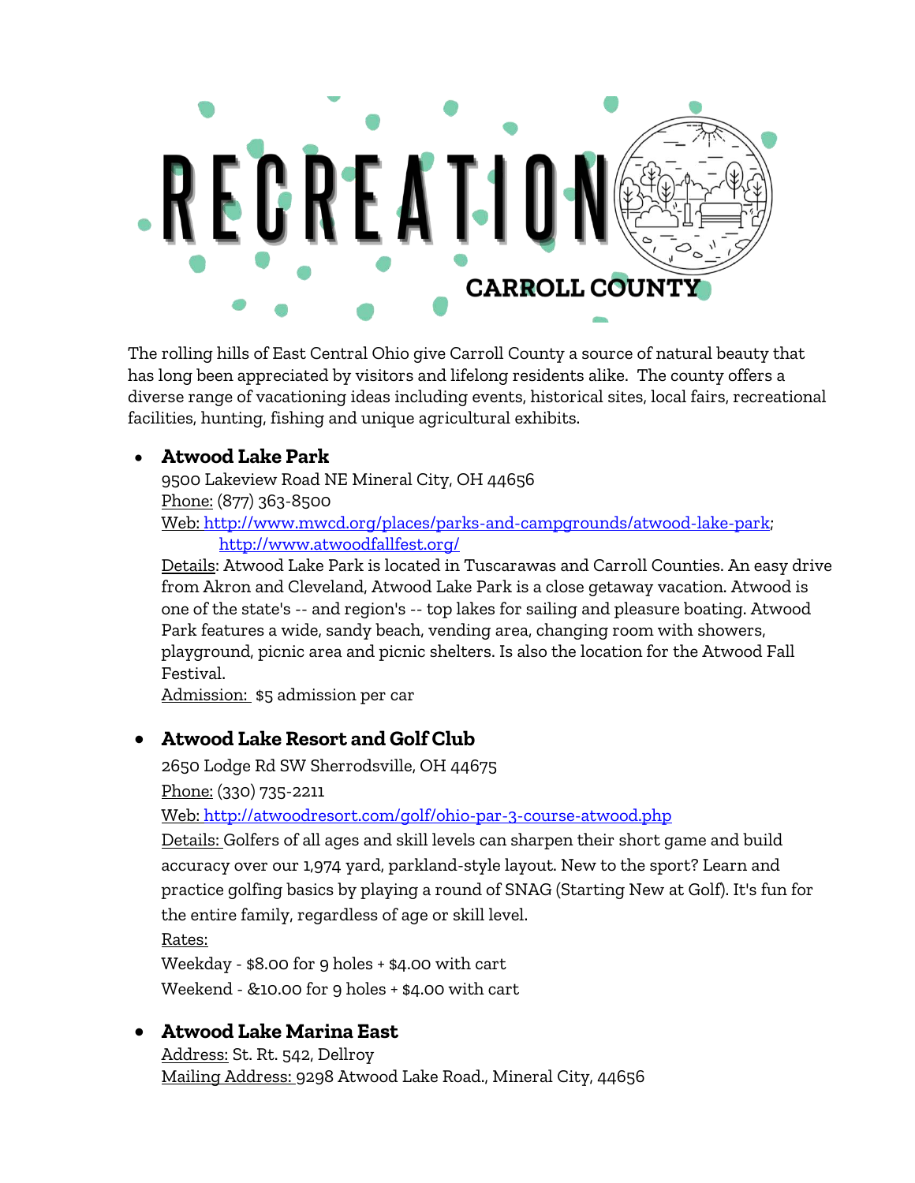# RECREATION

## CARROLL COUNTY

The rolling hills of East Central Ohio give Carroll County a source of natural beauty that has long been appreciated by visitors and lifelong residents alike. The county offers a diverse range of vacationing ideas including events, historical sites, local fairs, recreational facilities, hunting, fishing and unique agricultural exhibits.

- **Atwood Lake Park**
  9500 Lakeview Road NE Mineral City, OH 44656
  Phone: (877) 363-8500
  Web: http://www.mwcd.org/places/parks-and-campgrounds/atwood-lake-park; http://www.atwoodfallfest.org/
  Details: Atwood Lake Park is located in Tuscarawas and Carroll Counties. An easy drive from Akron and Cleveland, Atwood Lake Park is a close getaway vacation. Atwood is one of the state's -- and region's -- top lakes for sailing and pleasure boating. Atwood Park features a wide, sandy beach, vending area, changing room with showers, playground, picnic area and picnic shelters. Is also the location for the Atwood Fall Festival.
  Admission: $5 admission per car

- **Atwood Lake Resort and Golf Club**
  2650 Lodge Rd SW Sherrodsville, OH 44675
  Phone: (330) 735-2211
  Web: http://atwoodresort.com/golf/ohio-par-3-course-atwood.php
  Details: Golfers of all ages and skill levels can sharpen their short game and build accuracy over our 1,974 yard, parkland-style layout. New to the sport? Learn and practice golfing basics by playing a round of SNAG (Starting New at Golf). It's fun for the entire family, regardless of age or skill level.
  Rates:
  Weekday - $8.00 for 9 holes + $4.00 with cart
  Weekend - &10.00 for 9 holes + $4.00 with cart

- **Atwood Lake Marina East**
  Address: St. Rt. 542, Dellroy
  Mailing Address: 9298 Atwood Lake Road., Mineral City, 44656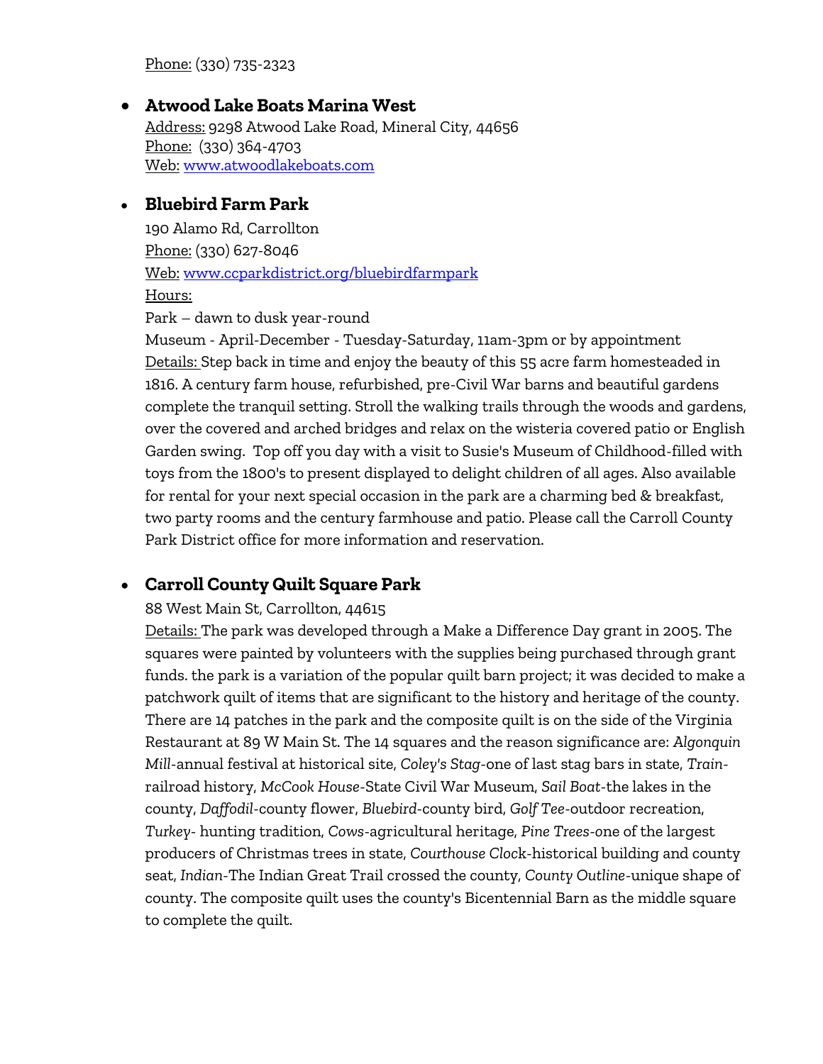Phone: (330) 735-2323

- **Atwood Lake Boats Marina West**
  Address: 9298 Atwood Lake Road, Mineral City, 44656
  Phone: (330) 364-4703
  Web: [www.atwoodlakeboats.com](http://www.atwoodlakeboats.com)

- **Bluebird Farm Park**
  190 Alamo Rd, Carrollton
  Phone: (330) 627-8046
  Web: [www.ccparkdistrict.org/bluebirdfarmpark](http://www.ccparkdistrict.org/bluebirdfarmpark)
  Hours:
  Park – dawn to dusk year-round
  Museum - April-December - Tuesday-Saturday, 11am-3pm or by appointment
  Details: Step back in time and enjoy the beauty of this 55 acre farm homesteaded in 1816. A century farm house, refurbished, pre-Civil War barns and beautiful gardens complete the tranquil setting. Stroll the walking trails through the woods and gardens, over the covered and arched bridges and relax on the wisteria covered patio or English Garden swing. Top off you day with a visit to Susie's Museum of Childhood-filled with toys from the 1800's to present displayed to delight children of all ages. Also available for rental for your next special occasion in the park are a charming bed & breakfast, two party rooms and the century farmhouse and patio. Please call the Carroll County Park District office for more information and reservation.

- **Carroll County Quilt Square Park**
  88 West Main St, Carrollton, 44615
  Details: The park was developed through a Make a Difference Day grant in 2005. The squares were painted by volunteers with the supplies being purchased through grant funds. the park is a variation of the popular quilt barn project; it was decided to make a patchwork quilt of items that are significant to the history and heritage of the county. There are 14 patches in the park and the composite quilt is on the side of the Virginia Restaurant at 89 W Main St. The 14 squares and the reason significance are: *Algonquin Mill*-annual festival at historical site, *Coley's Stag*-one of last stag bars in state, *Train*-railroad history, *McCook House*-State Civil War Museum, *Sail Boat*-the lakes in the county, *Daffodil*-county flower, *Bluebird*-county bird, *Golf Tee*-outdoor recreation, *Turkey*- hunting tradition, *Cows*-agricultural heritage, *Pine Trees*-one of the largest producers of Christmas trees in state, *Courthouse Clock*-historical building and county seat, *Indian*-The Indian Great Trail crossed the county, *County Outline*-unique shape of county. The composite quilt uses the county's Bicentennial Barn as the middle square to complete the quilt.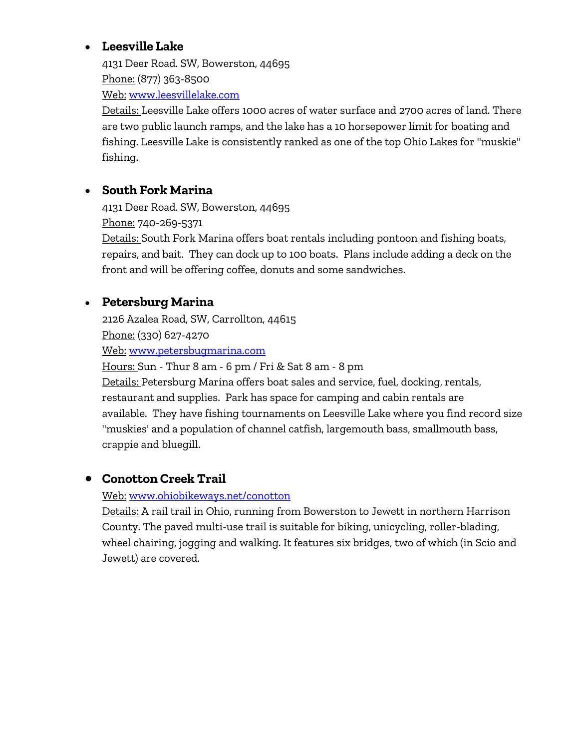- **Leesville Lake**
  4131 Deer Road. SW, Bowerston, 44695
  Phone: (877) 363-8500
  Web: [www.leesvillelake.com](http://www.leesvillelake.com)
  Details: Leesville Lake offers 1000 acres of water surface and 2700 acres of land. There are two public launch ramps, and the lake has a 10 horsepower limit for boating and fishing. Leesville Lake is consistently ranked as one of the top Ohio Lakes for "muskie" fishing.

- **South Fork Marina**
  4131 Deer Road. SW, Bowerston, 44695
  Phone: 740-269-5371
  Details: South Fork Marina offers boat rentals including pontoon and fishing boats, repairs, and bait. They can dock up to 100 boats. Plans include adding a deck on the front and will be offering coffee, donuts and some sandwiches.

- **Petersburg Marina**
  2126 Azalea Road, SW, Carrollton, 44615
  Phone: (330) 627-4270
  Web: [www.petersbugmarina.com](http://www.petersbugmarina.com)
  Hours: Sun - Thur 8 am - 6 pm / Fri & Sat 8 am - 8 pm
  Details: Petersburg Marina offers boat sales and service, fuel, docking, rentals, restaurant and supplies. Park has space for camping and cabin rentals are available. They have fishing tournaments on Leesville Lake where you find record size "muskies' and a population of channel catfish, largemouth bass, smallmouth bass, crappie and bluegill.

- **Conotton Creek Trail**
  Web: [www.ohiobikeways.net/conotton](http://www.ohiobikeways.net/conotton)
  Details: A rail trail in Ohio, running from Bowerston to Jewett in northern Harrison County. The paved multi-use trail is suitable for biking, unicycling, roller-blading, wheel chairing, jogging and walking. It features six bridges, two of which (in Scio and Jewett) are covered.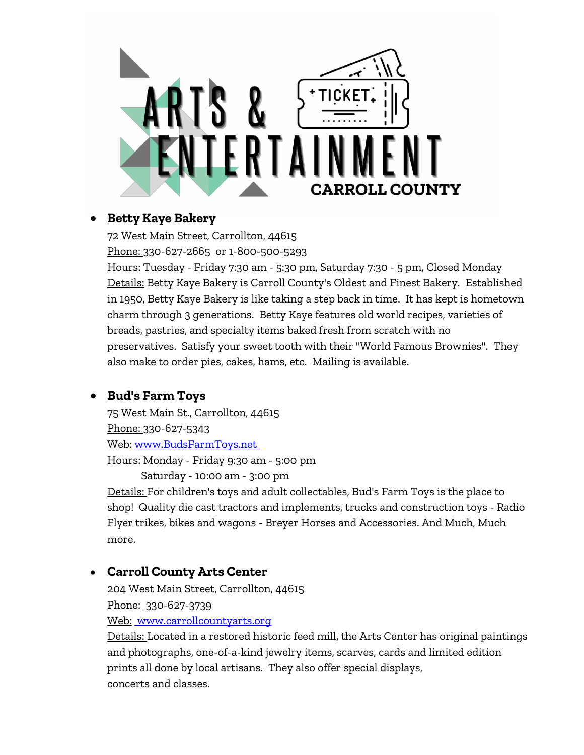# ARTS & ENTERTAINMENT

CARROLL COUNTY

- **Betty Kaye Bakery**
  72 West Main Street, Carrollton, 44615
  Phone: 330-627-2665 or 1-800-500-5293
  Hours: Tuesday - Friday 7:30 am - 5:30 pm, Saturday 7:30 - 5 pm, Closed Monday
  Details: Betty Kaye Bakery is Carroll County's Oldest and Finest Bakery. Established in 1950, Betty Kaye Bakery is like taking a step back in time. It has kept is hometown charm through 3 generations. Betty Kaye features old world recipes, varieties of breads, pastries, and specialty items baked fresh from scratch with no preservatives. Satisfy your sweet tooth with their "World Famous Brownies". They also make to order pies, cakes, hams, etc. Mailing is available.

- **Bud's Farm Toys**
  75 West Main St., Carrollton, 44615
  Phone: 330-627-5343
  Web: www.BudsFarmToys.net
  Hours: Monday - Friday 9:30 am - 5:00 pm
  Saturday - 10:00 am - 3:00 pm
  Details: For children's toys and adult collectables, Bud's Farm Toys is the place to shop! Quality die cast tractors and implements, trucks and construction toys - Radio Flyer trikes, bikes and wagons - Breyer Horses and Accessories. And Much, Much more.

- **Carroll County Arts Center**
  204 West Main Street, Carrollton, 44615
  Phone: 330-627-3739
  Web: www.carrollcountyarts.org
  Details: Located in a restored historic feed mill, the Arts Center has original paintings and photographs, one-of-a-kind jewelry items, scarves, cards and limited edition prints all done by local artisans. They also offer special displays, concerts and classes.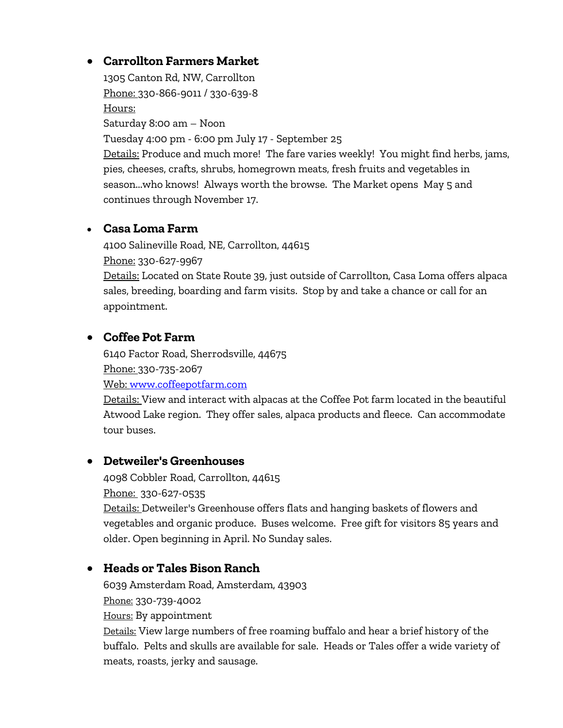- **Carrollton Farmers Market**

  1305 Canton Rd, NW, Carrollton

  Phone: 330-866-9011 / 330-639-8

  Hours:

  Saturday 8:00 am – Noon

  Tuesday 4:00 pm - 6:00 pm July 17 - September 25

  Details: Produce and much more! The fare varies weekly! You might find herbs, jams, pies, cheeses, crafts, shrubs, homegrown meats, fresh fruits and vegetables in season...who knows! Always worth the browse. The Market opens May 5 and continues through November 17.

- **Casa Loma Farm**

  4100 Salineville Road, NE, Carrollton, 44615

  Phone: 330-627-9967

  Details: Located on State Route 39, just outside of Carrollton, Casa Loma offers alpaca sales, breeding, boarding and farm visits. Stop by and take a chance or call for an appointment.

- **Coffee Pot Farm**

  6140 Factor Road, Sherrodsville, 44675

  Phone: 330-735-2067

  Web: [www.coffeepotfarm.com](http://www.coffeepotfarm.com)

  Details: View and interact with alpacas at the Coffee Pot farm located in the beautiful Atwood Lake region. They offer sales, alpaca products and fleece. Can accommodate tour buses.

- **Detweiler's Greenhouses**

  4098 Cobbler Road, Carrollton, 44615

  Phone: 330-627-0535

  Details: Detweiler's Greenhouse offers flats and hanging baskets of flowers and vegetables and organic produce. Buses welcome. Free gift for visitors 85 years and older. Open beginning in April. No Sunday sales.

- **Heads or Tales Bison Ranch**

  6039 Amsterdam Road, Amsterdam, 43903

  Phone: 330-739-4002

  Hours: By appointment

  Details: View large numbers of free roaming buffalo and hear a brief history of the buffalo. Pelts and skulls are available for sale. Heads or Tales offer a wide variety of meats, roasts, jerky and sausage.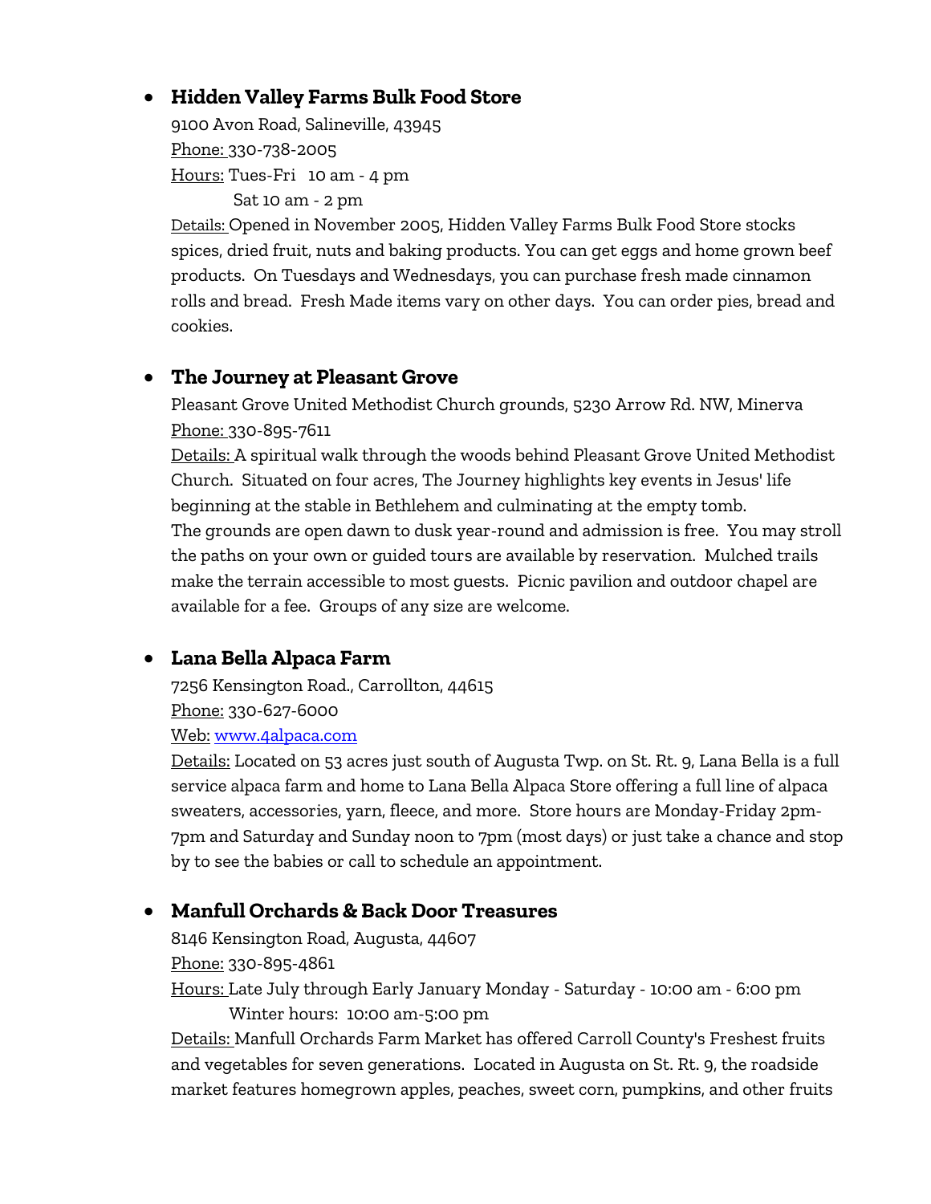- **Hidden Valley Farms Bulk Food Store**

  9100 Avon Road, Salineville, 43945

  Phone: 330-738-2005

  Hours: Tues-Fri 10 am - 4 pm

  Sat 10 am - 2 pm

  Details: Opened in November 2005, Hidden Valley Farms Bulk Food Store stocks spices, dried fruit, nuts and baking products. You can get eggs and home grown beef products. On Tuesdays and Wednesdays, you can purchase fresh made cinnamon rolls and bread. Fresh Made items vary on other days. You can order pies, bread and cookies.

- **The Journey at Pleasant Grove**

  Pleasant Grove United Methodist Church grounds, 5230 Arrow Rd. NW, Minerva

  Phone: 330-895-7611

  Details: A spiritual walk through the woods behind Pleasant Grove United Methodist Church. Situated on four acres, The Journey highlights key events in Jesus' life beginning at the stable in Bethlehem and culminating at the empty tomb.
  The grounds are open dawn to dusk year-round and admission is free. You may stroll the paths on your own or guided tours are available by reservation. Mulched trails make the terrain accessible to most guests. Picnic pavilion and outdoor chapel are available for a fee. Groups of any size are welcome.

- **Lana Bella Alpaca Farm**

  7256 Kensington Road., Carrollton, 44615

  Phone: 330-627-6000

  Web: [www.4alpaca.com](http://www.4alpaca.com)

  Details: Located on 53 acres just south of Augusta Twp. on St. Rt. 9, Lana Bella is a full service alpaca farm and home to Lana Bella Alpaca Store offering a full line of alpaca sweaters, accessories, yarn, fleece, and more. Store hours are Monday-Friday 2pm-7pm and Saturday and Sunday noon to 7pm (most days) or just take a chance and stop by to see the babies or call to schedule an appointment.

- **Manfull Orchards & Back Door Treasures**

  8146 Kensington Road, Augusta, 44607

  Phone: 330-895-4861

  Hours: Late July through Early January Monday - Saturday - 10:00 am - 6:00 pm

  Winter hours: 10:00 am-5:00 pm

  Details: Manfull Orchards Farm Market has offered Carroll County's Freshest fruits and vegetables for seven generations. Located in Augusta on St. Rt. 9, the roadside market features homegrown apples, peaches, sweet corn, pumpkins, and other fruits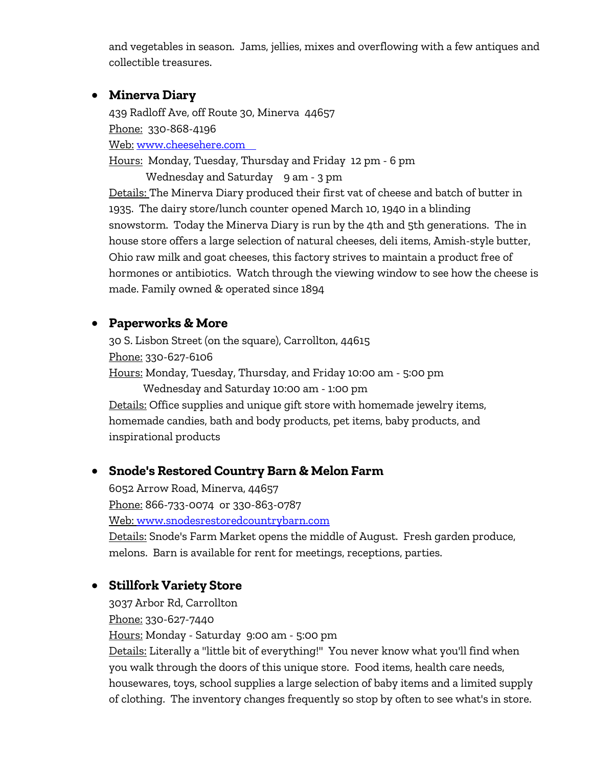and vegetables in season. Jams, jellies, mixes and overflowing with a few antiques and collectible treasures.

- **Minerva Diary**

  439 Radloff Ave, off Route 30, Minerva 44657

  Phone: 330-868-4196

  Web: [www.cheesehere.com](http://www.cheesehere.com)

  Hours: Monday, Tuesday, Thursday and Friday 12 pm - 6 pm

  Wednesday and Saturday 9 am - 3 pm

  Details: The Minerva Diary produced their first vat of cheese and batch of butter in 1935. The dairy store/lunch counter opened March 10, 1940 in a blinding snowstorm. Today the Minerva Diary is run by the 4th and 5th generations. The in house store offers a large selection of natural cheeses, deli items, Amish-style butter, Ohio raw milk and goat cheeses, this factory strives to maintain a product free of hormones or antibiotics. Watch through the viewing window to see how the cheese is made. Family owned & operated since 1894

- **Paperworks & More**

  30 S. Lisbon Street (on the square), Carrollton, 44615

  Phone: 330-627-6106

  Hours: Monday, Tuesday, Thursday, and Friday 10:00 am - 5:00 pm

  Wednesday and Saturday 10:00 am - 1:00 pm

  Details: Office supplies and unique gift store with homemade jewelry items, homemade candies, bath and body products, pet items, baby products, and inspirational products

- **Snode's Restored Country Barn & Melon Farm**

  6052 Arrow Road, Minerva, 44657

  Phone: 866-733-0074 or 330-863-0787

  Web: [www.snodesrestoredcountrybarn.com](http://www.snodesrestoredcountrybarn.com)

  Details: Snode's Farm Market opens the middle of August. Fresh garden produce, melons. Barn is available for rent for meetings, receptions, parties.

- **Stillfork Variety Store**

  3037 Arbor Rd, Carrollton

  Phone: 330-627-7440

  Hours: Monday - Saturday 9:00 am - 5:00 pm

  Details: Literally a "little bit of everything!" You never know what you'll find when you walk through the doors of this unique store. Food items, health care needs, housewares, toys, school supplies a large selection of baby items and a limited supply of clothing. The inventory changes frequently so stop by often to see what's in store.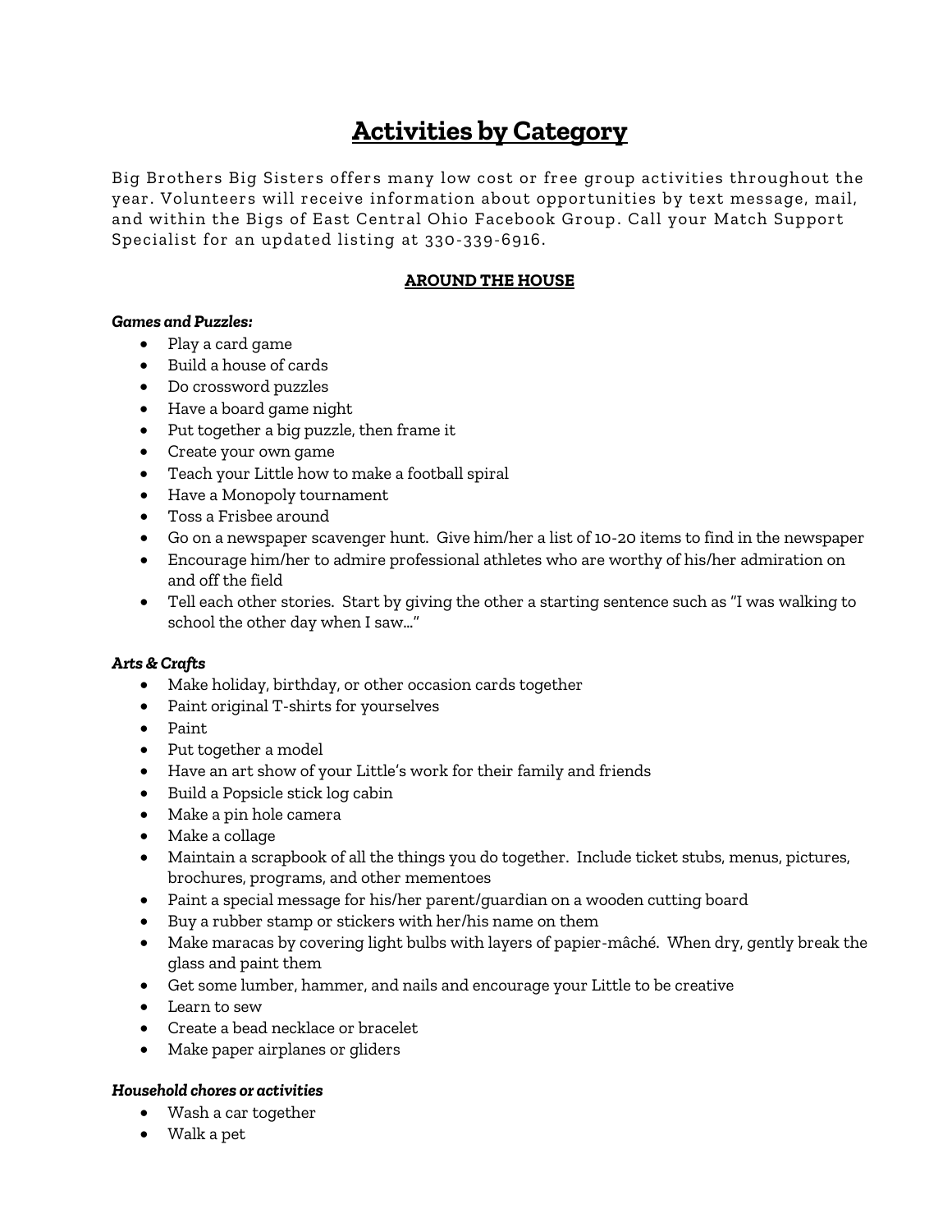# Activities by Category

Big Brothers Big Sisters offers many low cost or free group activities throughout the year. Volunteers will receive information about opportunities by text message, mail, and within the Bigs of East Central Ohio Facebook Group. Call your Match Support Specialist for an updated listing at 330-339-6916.

## AROUND THE HOUSE

***Games and Puzzles:***

- Play a card game
- Build a house of cards
- Do crossword puzzles
- Have a board game night
- Put together a big puzzle, then frame it
- Create your own game
- Teach your Little how to make a football spiral
- Have a Monopoly tournament
- Toss a Frisbee around
- Go on a newspaper scavenger hunt. Give him/her a list of 10-20 items to find in the newspaper
- Encourage him/her to admire professional athletes who are worthy of his/her admiration on and off the field
- Tell each other stories. Start by giving the other a starting sentence such as "I was walking to school the other day when I saw…"

***Arts & Crafts***

- Make holiday, birthday, or other occasion cards together
- Paint original T-shirts for yourselves
- Paint
- Put together a model
- Have an art show of your Little's work for their family and friends
- Build a Popsicle stick log cabin
- Make a pin hole camera
- Make a collage
- Maintain a scrapbook of all the things you do together. Include ticket stubs, menus, pictures, brochures, programs, and other mementoes
- Paint a special message for his/her parent/guardian on a wooden cutting board
- Buy a rubber stamp or stickers with her/his name on them
- Make maracas by covering light bulbs with layers of papier-mâché. When dry, gently break the glass and paint them
- Get some lumber, hammer, and nails and encourage your Little to be creative
- Learn to sew
- Create a bead necklace or bracelet
- Make paper airplanes or gliders

***Household chores or activities***

- Wash a car together
- Walk a pet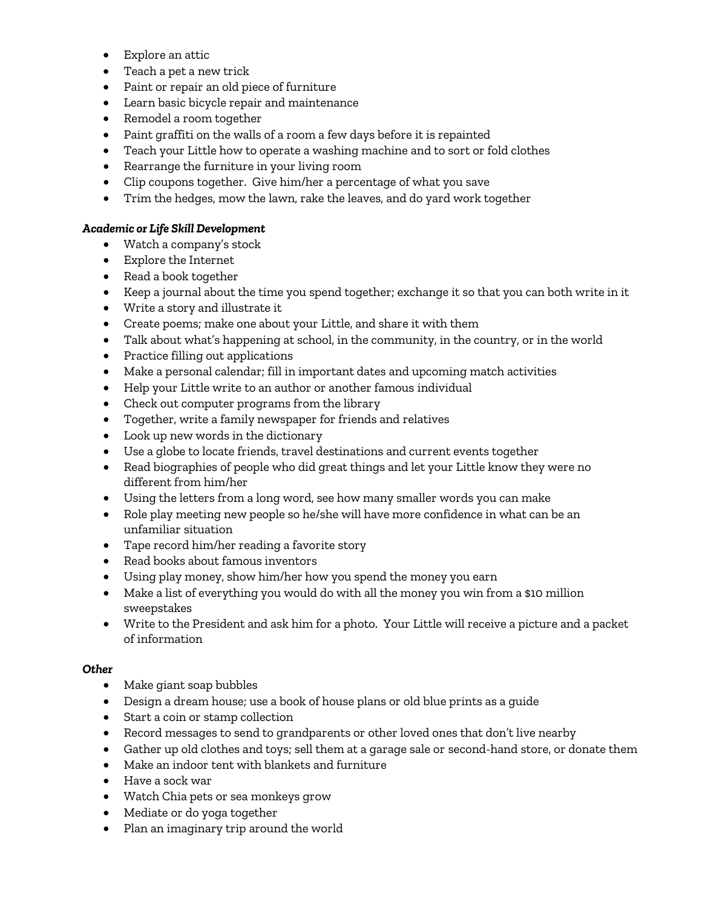- Explore an attic
- Teach a pet a new trick
- Paint or repair an old piece of furniture
- Learn basic bicycle repair and maintenance
- Remodel a room together
- Paint graffiti on the walls of a room a few days before it is repainted
- Teach your Little how to operate a washing machine and to sort or fold clothes
- Rearrange the furniture in your living room
- Clip coupons together. Give him/her a percentage of what you save
- Trim the hedges, mow the lawn, rake the leaves, and do yard work together

***Academic or Life Skill Development***

- Watch a company's stock
- Explore the Internet
- Read a book together
- Keep a journal about the time you spend together; exchange it so that you can both write in it
- Write a story and illustrate it
- Create poems; make one about your Little, and share it with them
- Talk about what's happening at school, in the community, in the country, or in the world
- Practice filling out applications
- Make a personal calendar; fill in important dates and upcoming match activities
- Help your Little write to an author or another famous individual
- Check out computer programs from the library
- Together, write a family newspaper for friends and relatives
- Look up new words in the dictionary
- Use a globe to locate friends, travel destinations and current events together
- Read biographies of people who did great things and let your Little know they were no different from him/her
- Using the letters from a long word, see how many smaller words you can make
- Role play meeting new people so he/she will have more confidence in what can be an unfamiliar situation
- Tape record him/her reading a favorite story
- Read books about famous inventors
- Using play money, show him/her how you spend the money you earn
- Make a list of everything you would do with all the money you win from a $10 million sweepstakes
- Write to the President and ask him for a photo. Your Little will receive a picture and a packet of information

***Other***

- Make giant soap bubbles
- Design a dream house; use a book of house plans or old blue prints as a guide
- Start a coin or stamp collection
- Record messages to send to grandparents or other loved ones that don't live nearby
- Gather up old clothes and toys; sell them at a garage sale or second-hand store, or donate them
- Make an indoor tent with blankets and furniture
- Have a sock war
- Watch Chia pets or sea monkeys grow
- Mediate or do yoga together
- Plan an imaginary trip around the world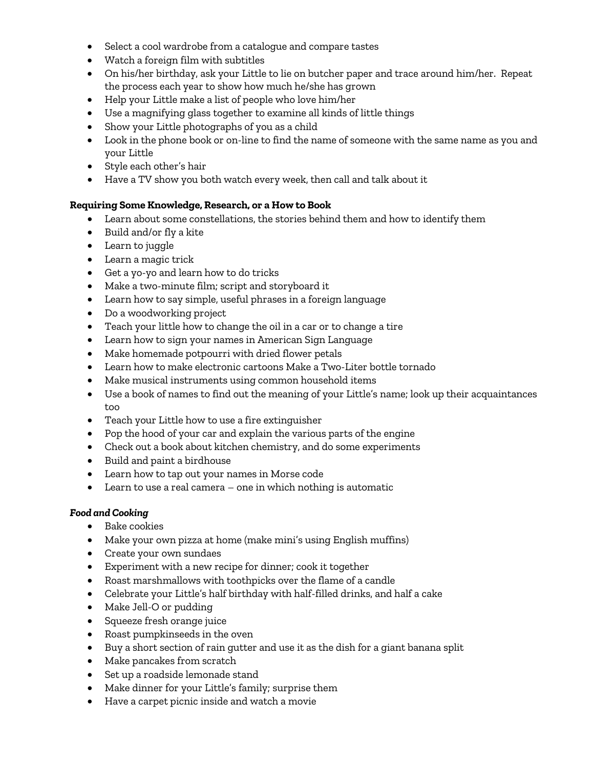- Select a cool wardrobe from a catalogue and compare tastes
- Watch a foreign film with subtitles
- On his/her birthday, ask your Little to lie on butcher paper and trace around him/her. Repeat the process each year to show how much he/she has grown
- Help your Little make a list of people who love him/her
- Use a magnifying glass together to examine all kinds of little things
- Show your Little photographs of you as a child
- Look in the phone book or on-line to find the name of someone with the same name as you and your Little
- Style each other's hair
- Have a TV show you both watch every week, then call and talk about it

**Requiring Some Knowledge, Research, or a How to Book**

- Learn about some constellations, the stories behind them and how to identify them
- Build and/or fly a kite
- Learn to juggle
- Learn a magic trick
- Get a yo-yo and learn how to do tricks
- Make a two-minute film; script and storyboard it
- Learn how to say simple, useful phrases in a foreign language
- Do a woodworking project
- Teach your little how to change the oil in a car or to change a tire
- Learn how to sign your names in American Sign Language
- Make homemade potpourri with dried flower petals
- Learn how to make electronic cartoons Make a Two-Liter bottle tornado
- Make musical instruments using common household items
- Use a book of names to find out the meaning of your Little's name; look up their acquaintances too
- Teach your Little how to use a fire extinguisher
- Pop the hood of your car and explain the various parts of the engine
- Check out a book about kitchen chemistry, and do some experiments
- Build and paint a birdhouse
- Learn how to tap out your names in Morse code
- Learn to use a real camera – one in which nothing is automatic

***Food and Cooking***

- Bake cookies
- Make your own pizza at home (make mini's using English muffins)
- Create your own sundaes
- Experiment with a new recipe for dinner; cook it together
- Roast marshmallows with toothpicks over the flame of a candle
- Celebrate your Little's half birthday with half-filled drinks, and half a cake
- Make Jell-O or pudding
- Squeeze fresh orange juice
- Roast pumpkinseeds in the oven
- Buy a short section of rain gutter and use it as the dish for a giant banana split
- Make pancakes from scratch
- Set up a roadside lemonade stand
- Make dinner for your Little's family; surprise them
- Have a carpet picnic inside and watch a movie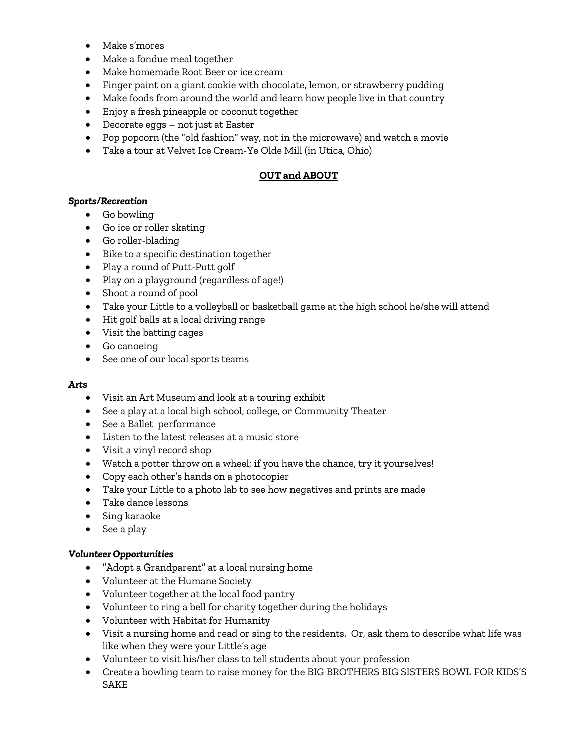- Make s'mores
- Make a fondue meal together
- Make homemade Root Beer or ice cream
- Finger paint on a giant cookie with chocolate, lemon, or strawberry pudding
- Make foods from around the world and learn how people live in that country
- Enjoy a fresh pineapple or coconut together
- Decorate eggs – not just at Easter
- Pop popcorn (the "old fashion" way, not in the microwave) and watch a movie
- Take a tour at Velvet Ice Cream-Ye Olde Mill (in Utica, Ohio)

## OUT and ABOUT

***Sports/Recreation***

- Go bowling
- Go ice or roller skating
- Go roller-blading
- Bike to a specific destination together
- Play a round of Putt-Putt golf
- Play on a playground (regardless of age!)
- Shoot a round of pool
- Take your Little to a volleyball or basketball game at the high school he/she will attend
- Hit golf balls at a local driving range
- Visit the batting cages
- Go canoeing
- See one of our local sports teams

***Arts***

- Visit an Art Museum and look at a touring exhibit
- See a play at a local high school, college, or Community Theater
- See a Ballet performance
- Listen to the latest releases at a music store
- Visit a vinyl record shop
- Watch a potter throw on a wheel; if you have the chance, try it yourselves!
- Copy each other's hands on a photocopier
- Take your Little to a photo lab to see how negatives and prints are made
- Take dance lessons
- Sing karaoke
- See a play

***Volunteer Opportunities***

- "Adopt a Grandparent" at a local nursing home
- Volunteer at the Humane Society
- Volunteer together at the local food pantry
- Volunteer to ring a bell for charity together during the holidays
- Volunteer with Habitat for Humanity
- Visit a nursing home and read or sing to the residents. Or, ask them to describe what life was like when they were your Little's age
- Volunteer to visit his/her class to tell students about your profession
- Create a bowling team to raise money for the BIG BROTHERS BIG SISTERS BOWL FOR KIDS'S SAKE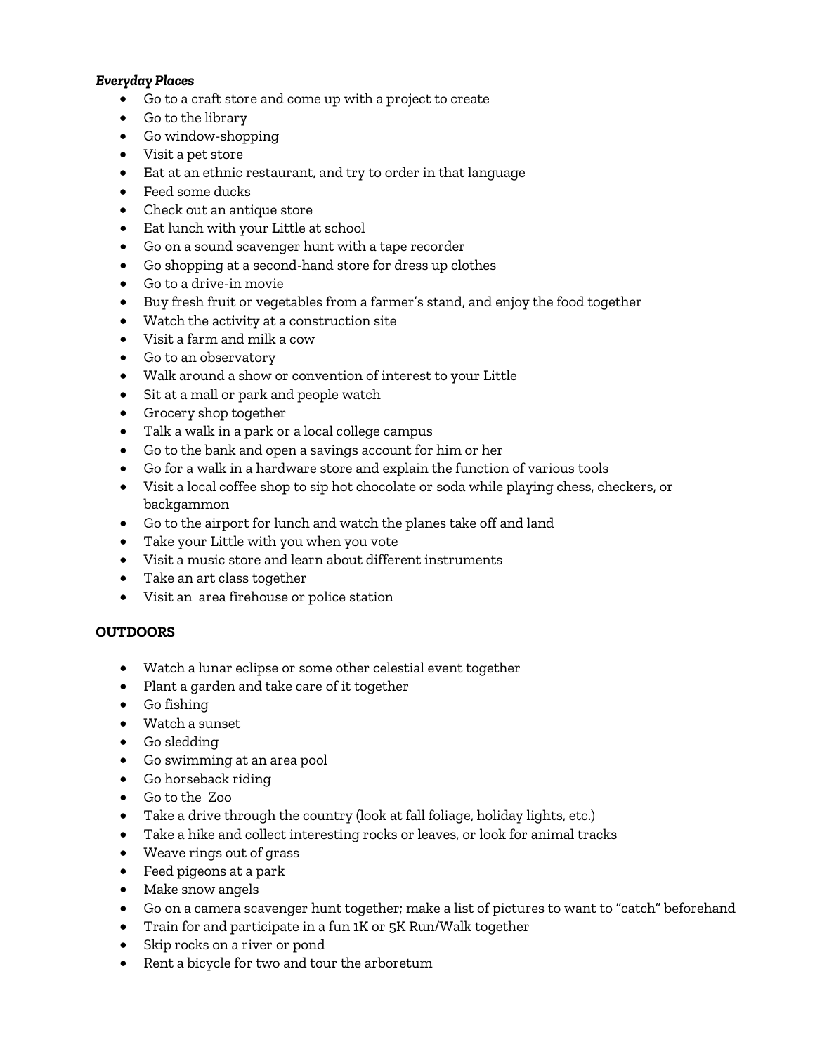***Everyday Places***

- Go to a craft store and come up with a project to create
- Go to the library
- Go window-shopping
- Visit a pet store
- Eat at an ethnic restaurant, and try to order in that language
- Feed some ducks
- Check out an antique store
- Eat lunch with your Little at school
- Go on a sound scavenger hunt with a tape recorder
- Go shopping at a second-hand store for dress up clothes
- Go to a drive-in movie
- Buy fresh fruit or vegetables from a farmer's stand, and enjoy the food together
- Watch the activity at a construction site
- Visit a farm and milk a cow
- Go to an observatory
- Walk around a show or convention of interest to your Little
- Sit at a mall or park and people watch
- Grocery shop together
- Talk a walk in a park or a local college campus
- Go to the bank and open a savings account for him or her
- Go for a walk in a hardware store and explain the function of various tools
- Visit a local coffee shop to sip hot chocolate or soda while playing chess, checkers, or backgammon
- Go to the airport for lunch and watch the planes take off and land
- Take your Little with you when you vote
- Visit a music store and learn about different instruments
- Take an art class together
- Visit an area firehouse or police station

**OUTDOORS**

- Watch a lunar eclipse or some other celestial event together
- Plant a garden and take care of it together
- Go fishing
- Watch a sunset
- Go sledding
- Go swimming at an area pool
- Go horseback riding
- Go to the Zoo
- Take a drive through the country (look at fall foliage, holiday lights, etc.)
- Take a hike and collect interesting rocks or leaves, or look for animal tracks
- Weave rings out of grass
- Feed pigeons at a park
- Make snow angels
- Go on a camera scavenger hunt together; make a list of pictures to want to "catch" beforehand
- Train for and participate in a fun 1K or 5K Run/Walk together
- Skip rocks on a river or pond
- Rent a bicycle for two and tour the arboretum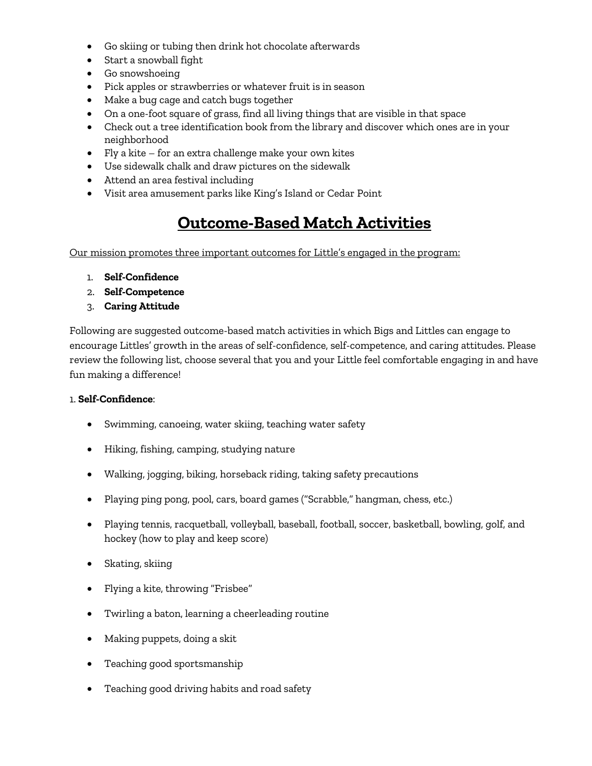- Go skiing or tubing then drink hot chocolate afterwards
- Start a snowball fight
- Go snowshoeing
- Pick apples or strawberries or whatever fruit is in season
- Make a bug cage and catch bugs together
- On a one-foot square of grass, find all living things that are visible in that space
- Check out a tree identification book from the library and discover which ones are in your neighborhood
- Fly a kite – for an extra challenge make your own kites
- Use sidewalk chalk and draw pictures on the sidewalk
- Attend an area festival including
- Visit area amusement parks like King's Island or Cedar Point

# Outcome-Based Match Activities

Our mission promotes three important outcomes for Little's engaged in the program:

1. **Self-Confidence**
2. **Self-Competence**
3. **Caring Attitude**

Following are suggested outcome-based match activities in which Bigs and Littles can engage to encourage Littles' growth in the areas of self-confidence, self-competence, and caring attitudes. Please review the following list, choose several that you and your Little feel comfortable engaging in and have fun making a difference!

1. **Self-Confidence**:

- Swimming, canoeing, water skiing, teaching water safety
- Hiking, fishing, camping, studying nature
- Walking, jogging, biking, horseback riding, taking safety precautions
- Playing ping pong, pool, cars, board games ("Scrabble," hangman, chess, etc.)
- Playing tennis, racquetball, volleyball, baseball, football, soccer, basketball, bowling, golf, and hockey (how to play and keep score)
- Skating, skiing
- Flying a kite, throwing "Frisbee"
- Twirling a baton, learning a cheerleading routine
- Making puppets, doing a skit
- Teaching good sportsmanship
- Teaching good driving habits and road safety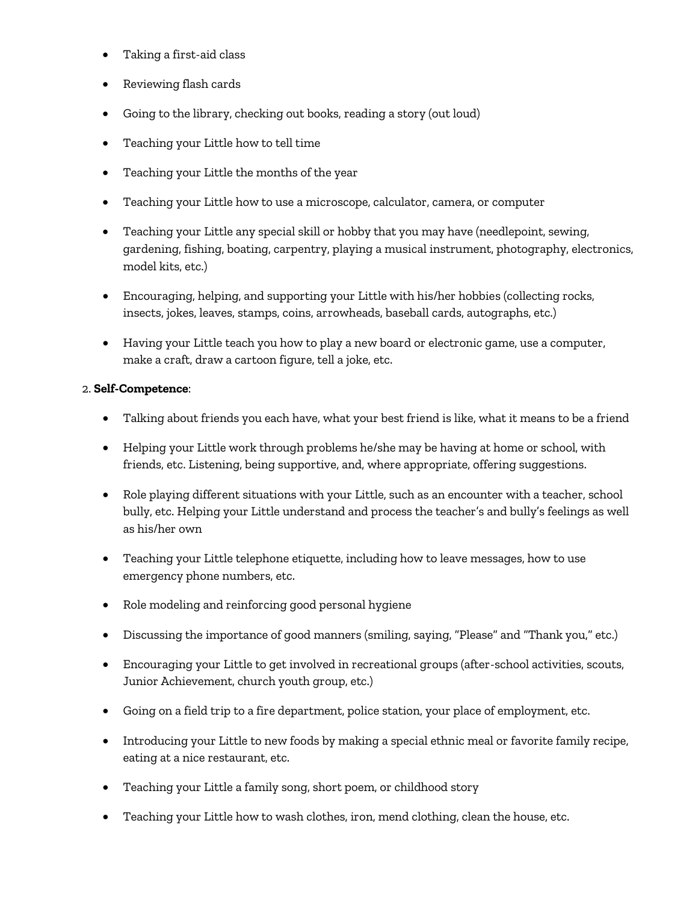- Taking a first-aid class
- Reviewing flash cards
- Going to the library, checking out books, reading a story (out loud)
- Teaching your Little how to tell time
- Teaching your Little the months of the year
- Teaching your Little how to use a microscope, calculator, camera, or computer
- Teaching your Little any special skill or hobby that you may have (needlepoint, sewing, gardening, fishing, boating, carpentry, playing a musical instrument, photography, electronics, model kits, etc.)
- Encouraging, helping, and supporting your Little with his/her hobbies (collecting rocks, insects, jokes, leaves, stamps, coins, arrowheads, baseball cards, autographs, etc.)
- Having your Little teach you how to play a new board or electronic game, use a computer, make a craft, draw a cartoon figure, tell a joke, etc.

2. **Self-Competence**:

- Talking about friends you each have, what your best friend is like, what it means to be a friend
- Helping your Little work through problems he/she may be having at home or school, with friends, etc. Listening, being supportive, and, where appropriate, offering suggestions.
- Role playing different situations with your Little, such as an encounter with a teacher, school bully, etc. Helping your Little understand and process the teacher's and bully's feelings as well as his/her own
- Teaching your Little telephone etiquette, including how to leave messages, how to use emergency phone numbers, etc.
- Role modeling and reinforcing good personal hygiene
- Discussing the importance of good manners (smiling, saying, "Please" and "Thank you," etc.)
- Encouraging your Little to get involved in recreational groups (after-school activities, scouts, Junior Achievement, church youth group, etc.)
- Going on a field trip to a fire department, police station, your place of employment, etc.
- Introducing your Little to new foods by making a special ethnic meal or favorite family recipe, eating at a nice restaurant, etc.
- Teaching your Little a family song, short poem, or childhood story
- Teaching your Little how to wash clothes, iron, mend clothing, clean the house, etc.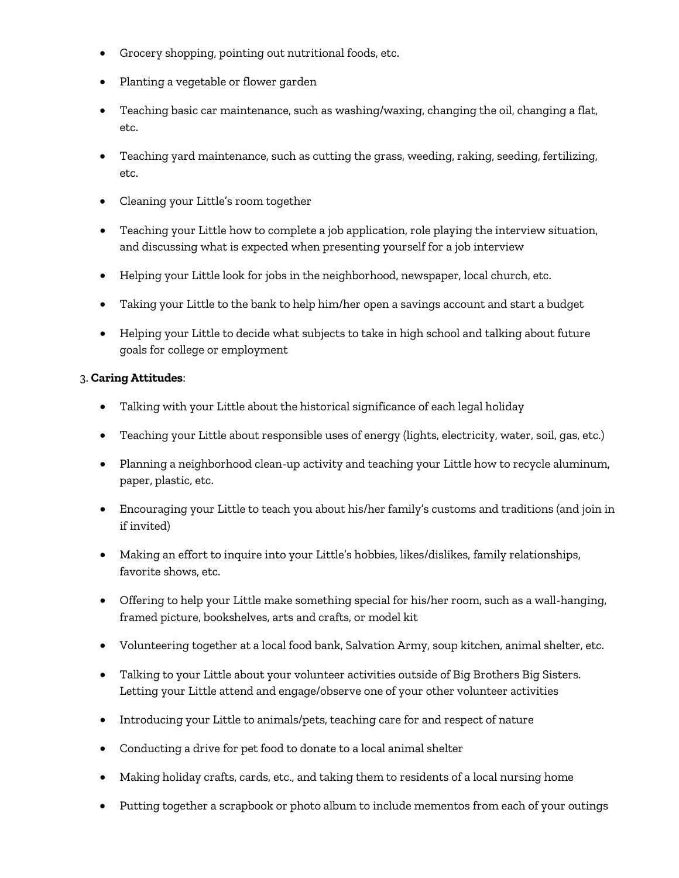- Grocery shopping, pointing out nutritional foods, etc.
- Planting a vegetable or flower garden
- Teaching basic car maintenance, such as washing/waxing, changing the oil, changing a flat, etc.
- Teaching yard maintenance, such as cutting the grass, weeding, raking, seeding, fertilizing, etc.
- Cleaning your Little's room together
- Teaching your Little how to complete a job application, role playing the interview situation, and discussing what is expected when presenting yourself for a job interview
- Helping your Little look for jobs in the neighborhood, newspaper, local church, etc.
- Taking your Little to the bank to help him/her open a savings account and start a budget
- Helping your Little to decide what subjects to take in high school and talking about future goals for college or employment

3. **Caring Attitudes**:

- Talking with your Little about the historical significance of each legal holiday
- Teaching your Little about responsible uses of energy (lights, electricity, water, soil, gas, etc.)
- Planning a neighborhood clean-up activity and teaching your Little how to recycle aluminum, paper, plastic, etc.
- Encouraging your Little to teach you about his/her family's customs and traditions (and join in if invited)
- Making an effort to inquire into your Little's hobbies, likes/dislikes, family relationships, favorite shows, etc.
- Offering to help your Little make something special for his/her room, such as a wall-hanging, framed picture, bookshelves, arts and crafts, or model kit
- Volunteering together at a local food bank, Salvation Army, soup kitchen, animal shelter, etc.
- Talking to your Little about your volunteer activities outside of Big Brothers Big Sisters. Letting your Little attend and engage/observe one of your other volunteer activities
- Introducing your Little to animals/pets, teaching care for and respect of nature
- Conducting a drive for pet food to donate to a local animal shelter
- Making holiday crafts, cards, etc., and taking them to residents of a local nursing home
- Putting together a scrapbook or photo album to include mementos from each of your outings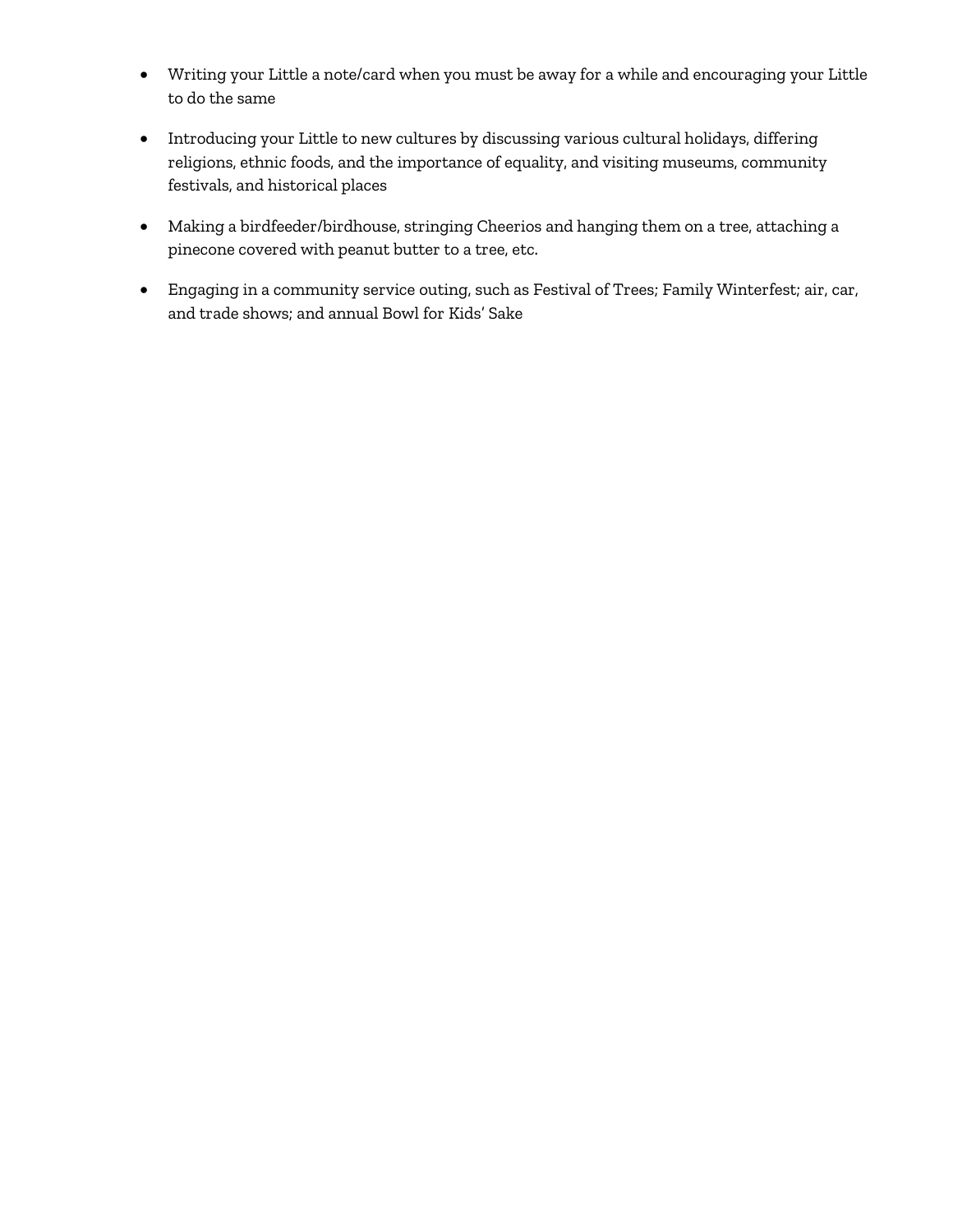- Writing your Little a note/card when you must be away for a while and encouraging your Little to do the same
- Introducing your Little to new cultures by discussing various cultural holidays, differing religions, ethnic foods, and the importance of equality, and visiting museums, community festivals, and historical places
- Making a birdfeeder/birdhouse, stringing Cheerios and hanging them on a tree, attaching a pinecone covered with peanut butter to a tree, etc.
- Engaging in a community service outing, such as Festival of Trees; Family Winterfest; air, car, and trade shows; and annual Bowl for Kids' Sake